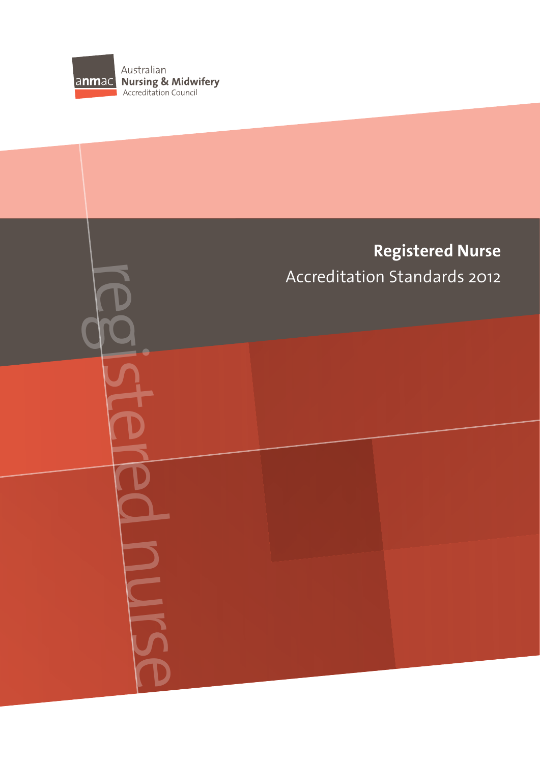Australian
anmac **Nursing & Midwifery**
Accreditation Council

# Registered Nurse

## Accreditation Standards 2012

registered nurse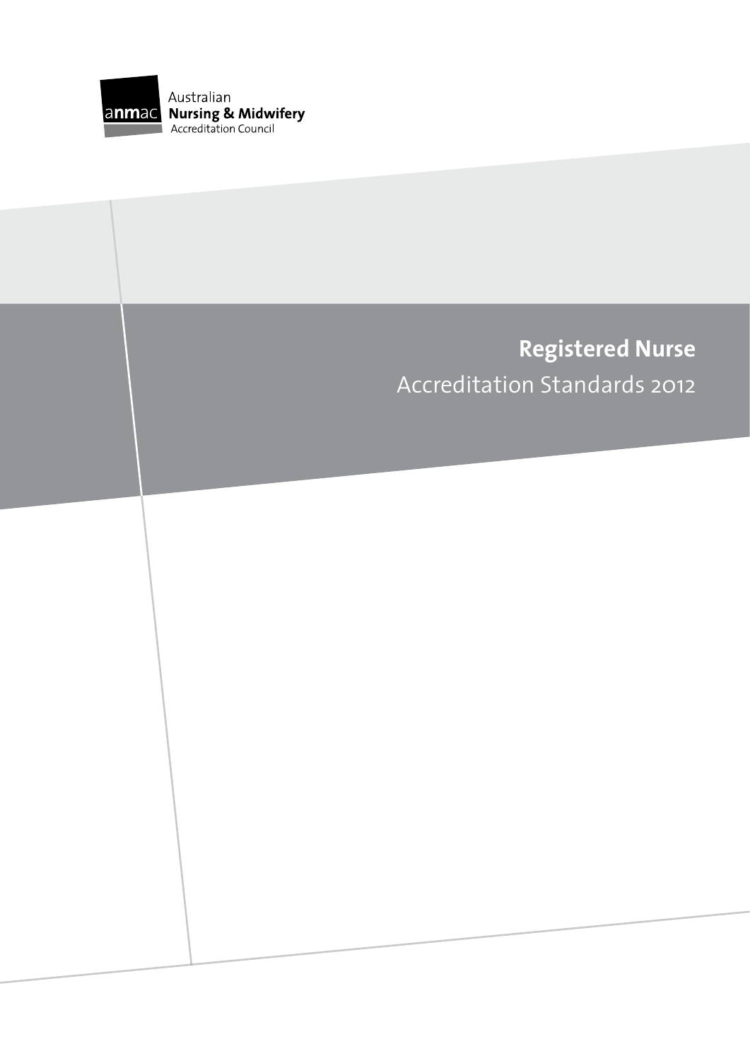Australian
**Nursing & Midwifery**
Accreditation Council

# Registered Nurse

Accreditation Standards 2012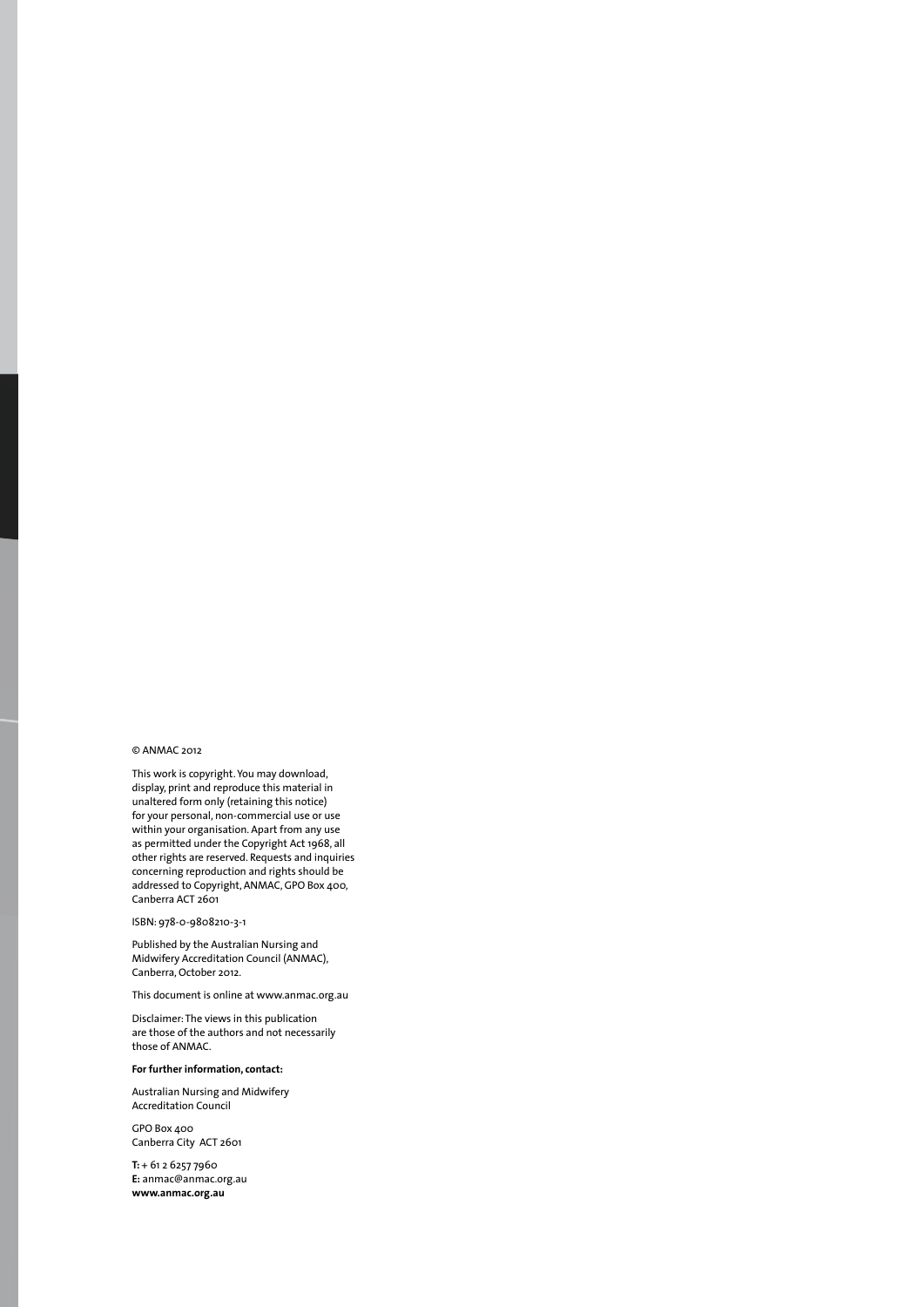© ANMAC 2012

This work is copyright. You may download, display, print and reproduce this material in unaltered form only (retaining this notice) for your personal, non-commercial use or use within your organisation. Apart from any use as permitted under the Copyright Act 1968, all other rights are reserved. Requests and inquiries concerning reproduction and rights should be addressed to Copyright, ANMAC, GPO Box 400, Canberra ACT 2601

ISBN: 978-0-9808210-3-1

Published by the Australian Nursing and Midwifery Accreditation Council (ANMAC), Canberra, October 2012.

This document is online at www.anmac.org.au

Disclaimer: The views in this publication are those of the authors and not necessarily those of ANMAC.

**For further information, contact:**

Australian Nursing and Midwifery Accreditation Council

GPO Box 400
Canberra City ACT 2601

**T:** + 61 2 6257 7960
**E:** anmac@anmac.org.au
**www.anmac.org.au**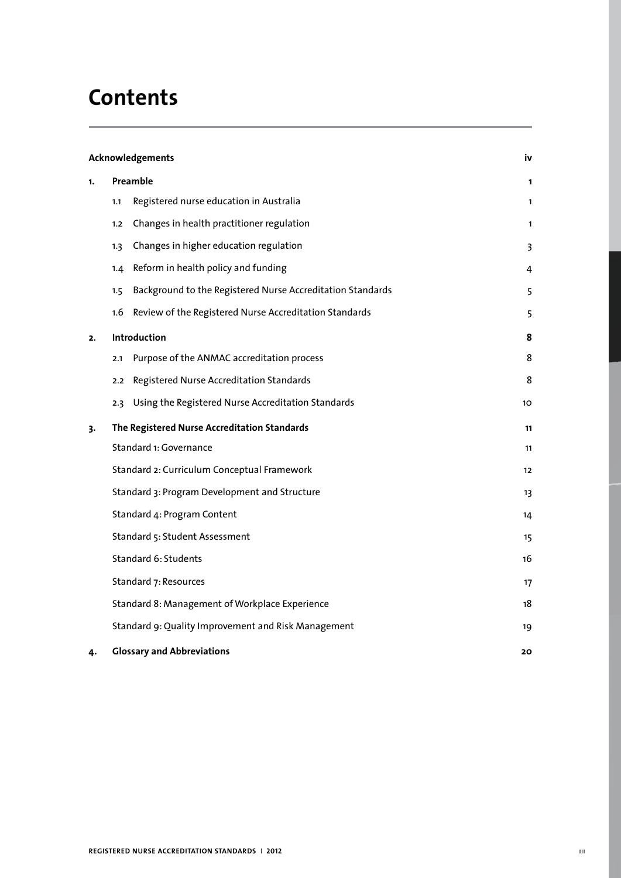# Contents

| | | |
|---|---|---|
| **Acknowledgements** | | **iv** |
| **1.** | **Preamble** | **1** |
| | 1.1 Registered nurse education in Australia | 1 |
| | 1.2 Changes in health practitioner regulation | 1 |
| | 1.3 Changes in higher education regulation | 3 |
| | 1.4 Reform in health policy and funding | 4 |
| | 1.5 Background to the Registered Nurse Accreditation Standards | 5 |
| | 1.6 Review of the Registered Nurse Accreditation Standards | 5 |
| **2.** | **Introduction** | **8** |
| | 2.1 Purpose of the ANMAC accreditation process | 8 |
| | 2.2 Registered Nurse Accreditation Standards | 8 |
| | 2.3 Using the Registered Nurse Accreditation Standards | 10 |
| **3.** | **The Registered Nurse Accreditation Standards** | **11** |
| | Standard 1: Governance | 11 |
| | Standard 2: Curriculum Conceptual Framework | 12 |
| | Standard 3: Program Development and Structure | 13 |
| | Standard 4: Program Content | 14 |
| | Standard 5: Student Assessment | 15 |
| | Standard 6: Students | 16 |
| | Standard 7: Resources | 17 |
| | Standard 8: Management of Workplace Experience | 18 |
| | Standard 9: Quality Improvement and Risk Management | 19 |
| **4.** | **Glossary and Abbreviations** | **20** |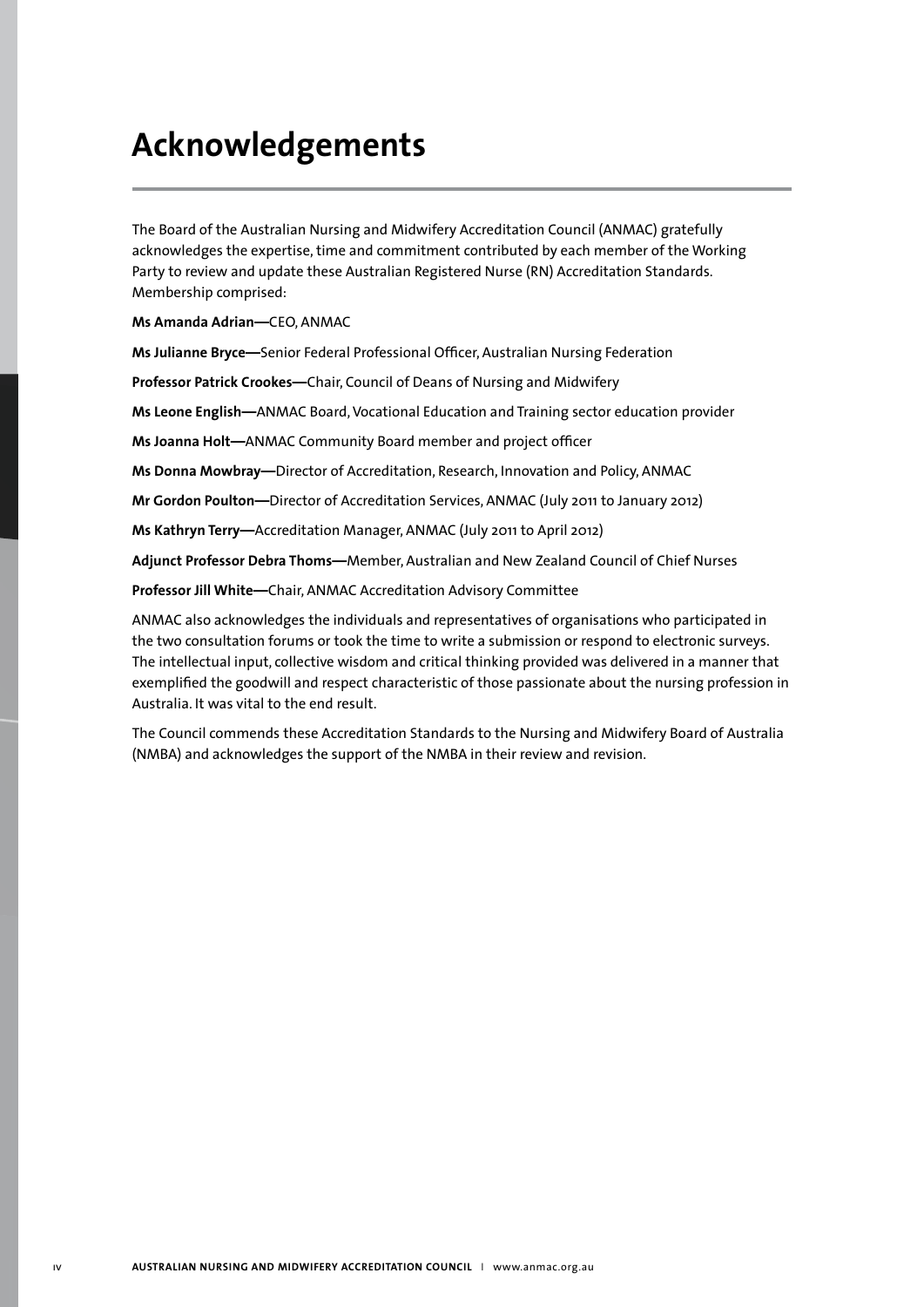# Acknowledgements

The Board of the Australian Nursing and Midwifery Accreditation Council (ANMAC) gratefully acknowledges the expertise, time and commitment contributed by each member of the Working Party to review and update these Australian Registered Nurse (RN) Accreditation Standards. Membership comprised:

**Ms Amanda Adrian—**CEO, ANMAC

**Ms Julianne Bryce—**Senior Federal Professional Officer, Australian Nursing Federation

**Professor Patrick Crookes—**Chair, Council of Deans of Nursing and Midwifery

**Ms Leone English—**ANMAC Board, Vocational Education and Training sector education provider

**Ms Joanna Holt—**ANMAC Community Board member and project officer

**Ms Donna Mowbray—**Director of Accreditation, Research, Innovation and Policy, ANMAC

**Mr Gordon Poulton—**Director of Accreditation Services, ANMAC (July 2011 to January 2012)

**Ms Kathryn Terry—**Accreditation Manager, ANMAC (July 2011 to April 2012)

**Adjunct Professor Debra Thoms—**Member, Australian and New Zealand Council of Chief Nurses

**Professor Jill White—**Chair, ANMAC Accreditation Advisory Committee

ANMAC also acknowledges the individuals and representatives of organisations who participated in the two consultation forums or took the time to write a submission or respond to electronic surveys. The intellectual input, collective wisdom and critical thinking provided was delivered in a manner that exemplified the goodwill and respect characteristic of those passionate about the nursing profession in Australia. It was vital to the end result.

The Council commends these Accreditation Standards to the Nursing and Midwifery Board of Australia (NMBA) and acknowledges the support of the NMBA in their review and revision.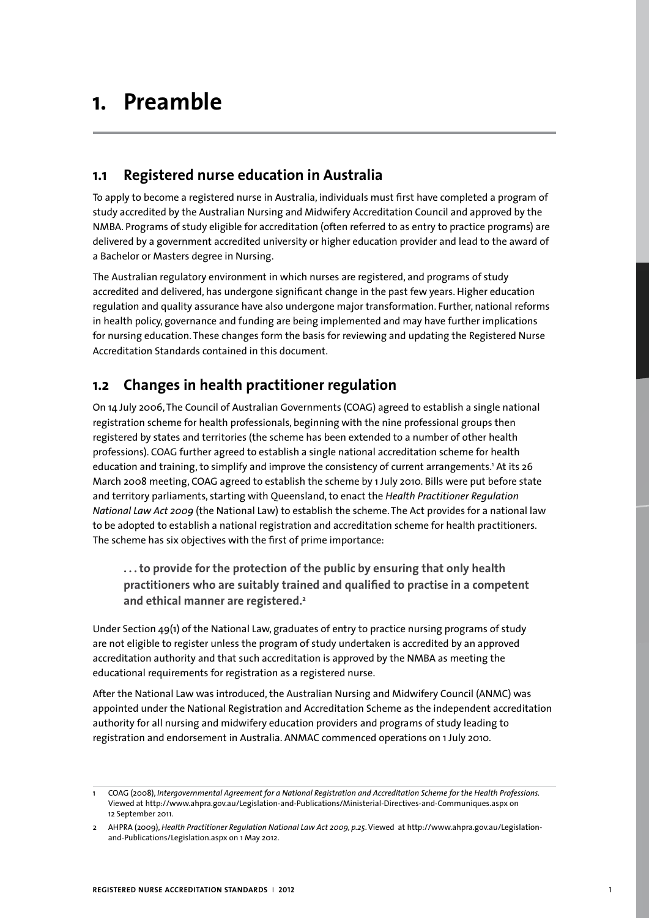# 1. Preamble

## 1.1 Registered nurse education in Australia

To apply to become a registered nurse in Australia, individuals must first have completed a program of study accredited by the Australian Nursing and Midwifery Accreditation Council and approved by the NMBA. Programs of study eligible for accreditation (often referred to as entry to practice programs) are delivered by a government accredited university or higher education provider and lead to the award of a Bachelor or Masters degree in Nursing.

The Australian regulatory environment in which nurses are registered, and programs of study accredited and delivered, has undergone significant change in the past few years. Higher education regulation and quality assurance have also undergone major transformation. Further, national reforms in health policy, governance and funding are being implemented and may have further implications for nursing education. These changes form the basis for reviewing and updating the Registered Nurse Accreditation Standards contained in this document.

## 1.2 Changes in health practitioner regulation

On 14 July 2006, The Council of Australian Governments (COAG) agreed to establish a single national registration scheme for health professionals, beginning with the nine professional groups then registered by states and territories (the scheme has been extended to a number of other health professions). COAG further agreed to establish a single national accreditation scheme for health education and training, to simplify and improve the consistency of current arrangements.[1] At its 26 March 2008 meeting, COAG agreed to establish the scheme by 1 July 2010. Bills were put before state and territory parliaments, starting with Queensland, to enact the *Health Practitioner Regulation National Law Act 2009* (the National Law) to establish the scheme. The Act provides for a national law to be adopted to establish a national registration and accreditation scheme for health practitioners. The scheme has six objectives with the first of prime importance:

> **. . . to provide for the protection of the public by ensuring that only health practitioners who are suitably trained and qualified to practise in a competent and ethical manner are registered.[2]**

Under Section 49(1) of the National Law, graduates of entry to practice nursing programs of study are not eligible to register unless the program of study undertaken is accredited by an approved accreditation authority and that such accreditation is approved by the NMBA as meeting the educational requirements for registration as a registered nurse.

After the National Law was introduced, the Australian Nursing and Midwifery Council (ANMC) was appointed under the National Registration and Accreditation Scheme as the independent accreditation authority for all nursing and midwifery education providers and programs of study leading to registration and endorsement in Australia. ANMAC commenced operations on 1 July 2010.

---

1 COAG (2008), *Intergovernmental Agreement for a National Registration and Accreditation Scheme for the Health Professions.* Viewed at http://www.ahpra.gov.au/Legislation-and-Publications/Ministerial-Directives-and-Communiques.aspx on 12 September 2011.

2 AHPRA (2009), *Health Practitioner Regulation National Law Act 2009, p.25.* Viewed at http://www.ahpra.gov.au/Legislation-and-Publications/Legislation.aspx on 1 May 2012.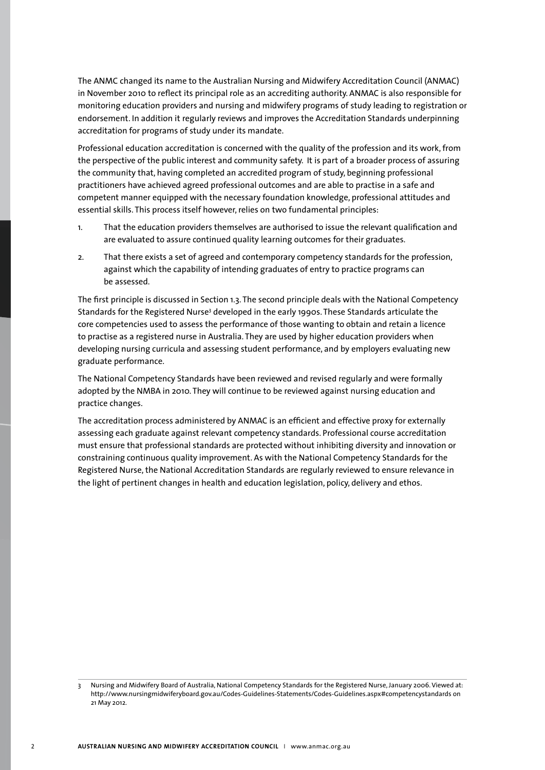The ANMC changed its name to the Australian Nursing and Midwifery Accreditation Council (ANMAC) in November 2010 to reflect its principal role as an accrediting authority. ANMAC is also responsible for monitoring education providers and nursing and midwifery programs of study leading to registration or endorsement. In addition it regularly reviews and improves the Accreditation Standards underpinning accreditation for programs of study under its mandate.

Professional education accreditation is concerned with the quality of the profession and its work, from the perspective of the public interest and community safety. It is part of a broader process of assuring the community that, having completed an accredited program of study, beginning professional practitioners have achieved agreed professional outcomes and are able to practise in a safe and competent manner equipped with the necessary foundation knowledge, professional attitudes and essential skills. This process itself however, relies on two fundamental principles:

1. That the education providers themselves are authorised to issue the relevant qualification and are evaluated to assure continued quality learning outcomes for their graduates.
2. That there exists a set of agreed and contemporary competency standards for the profession, against which the capability of intending graduates of entry to practice programs can be assessed.

The first principle is discussed in Section 1.3. The second principle deals with the National Competency Standards for the Registered Nurse[3] developed in the early 1990s. These Standards articulate the core competencies used to assess the performance of those wanting to obtain and retain a licence to practise as a registered nurse in Australia. They are used by higher education providers when developing nursing curricula and assessing student performance, and by employers evaluating new graduate performance.

The National Competency Standards have been reviewed and revised regularly and were formally adopted by the NMBA in 2010. They will continue to be reviewed against nursing education and practice changes.

The accreditation process administered by ANMAC is an efficient and effective proxy for externally assessing each graduate against relevant competency standards. Professional course accreditation must ensure that professional standards are protected without inhibiting diversity and innovation or constraining continuous quality improvement. As with the National Competency Standards for the Registered Nurse, the National Accreditation Standards are regularly reviewed to ensure relevance in the light of pertinent changes in health and education legislation, policy, delivery and ethos.

---

3 Nursing and Midwifery Board of Australia, National Competency Standards for the Registered Nurse, January 2006. Viewed at: http://www.nursingmidwiferyboard.gov.au/Codes-Guidelines-Statements/Codes-Guidelines.aspx#competencystandards on 21 May 2012.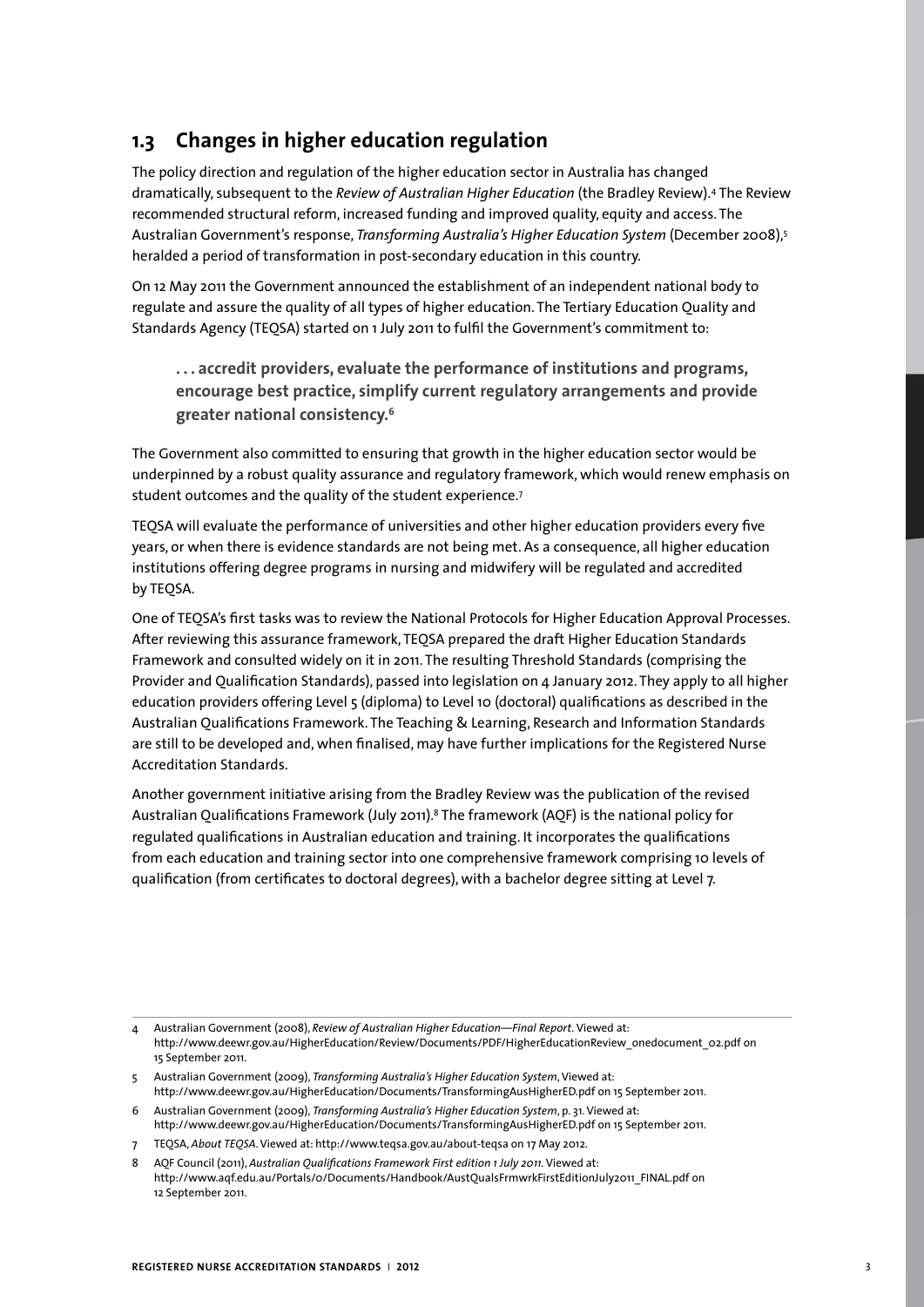## 1.3 Changes in higher education regulation

The policy direction and regulation of the higher education sector in Australia has changed dramatically, subsequent to the *Review of Australian Higher Education* (the Bradley Review).[4] The Review recommended structural reform, increased funding and improved quality, equity and access. The Australian Government's response, *Transforming Australia's Higher Education System* (December 2008),[5] heralded a period of transformation in post-secondary education in this country.

On 12 May 2011 the Government announced the establishment of an independent national body to regulate and assure the quality of all types of higher education. The Tertiary Education Quality and Standards Agency (TEQSA) started on 1 July 2011 to fulfil the Government's commitment to:

> **. . . accredit providers, evaluate the performance of institutions and programs, encourage best practice, simplify current regulatory arrangements and provide greater national consistency.[6]**

The Government also committed to ensuring that growth in the higher education sector would be underpinned by a robust quality assurance and regulatory framework, which would renew emphasis on student outcomes and the quality of the student experience.[7]

TEQSA will evaluate the performance of universities and other higher education providers every five years, or when there is evidence standards are not being met. As a consequence, all higher education institutions offering degree programs in nursing and midwifery will be regulated and accredited by TEQSA.

One of TEQSA's first tasks was to review the National Protocols for Higher Education Approval Processes. After reviewing this assurance framework, TEQSA prepared the draft Higher Education Standards Framework and consulted widely on it in 2011. The resulting Threshold Standards (comprising the Provider and Qualification Standards), passed into legislation on 4 January 2012. They apply to all higher education providers offering Level 5 (diploma) to Level 10 (doctoral) qualifications as described in the Australian Qualifications Framework. The Teaching & Learning, Research and Information Standards are still to be developed and, when finalised, may have further implications for the Registered Nurse Accreditation Standards.

Another government initiative arising from the Bradley Review was the publication of the revised Australian Qualifications Framework (July 2011).[8] The framework (AQF) is the national policy for regulated qualifications in Australian education and training. It incorporates the qualifications from each education and training sector into one comprehensive framework comprising 10 levels of qualification (from certificates to doctoral degrees), with a bachelor degree sitting at Level 7.

---

4 Australian Government (2008), *Review of Australian Higher Education—Final Report*. Viewed at: http://www.deewr.gov.au/HigherEducation/Review/Documents/PDF/HigherEducationReview_onedocument_02.pdf on 15 September 2011.

5 Australian Government (2009), *Transforming Australia's Higher Education System*, Viewed at: http://www.deewr.gov.au/HigherEducation/Documents/TransformingAusHigherED.pdf on 15 September 2011.

6 Australian Government (2009), *Transforming Australia's Higher Education System*, p. 31. Viewed at: http://www.deewr.gov.au/HigherEducation/Documents/TransformingAusHigherED.pdf on 15 September 2011.

7 TEQSA, *About TEQSA*. Viewed at: http://www.teqsa.gov.au/about-teqsa on 17 May 2012.

8 AQF Council (2011), *Australian Qualifications Framework First edition 1 July 2011*. Viewed at: http://www.aqf.edu.au/Portals/0/Documents/Handbook/AustQualsFrmwrkFirstEditionJuly2011_FINAL.pdf on 12 September 2011.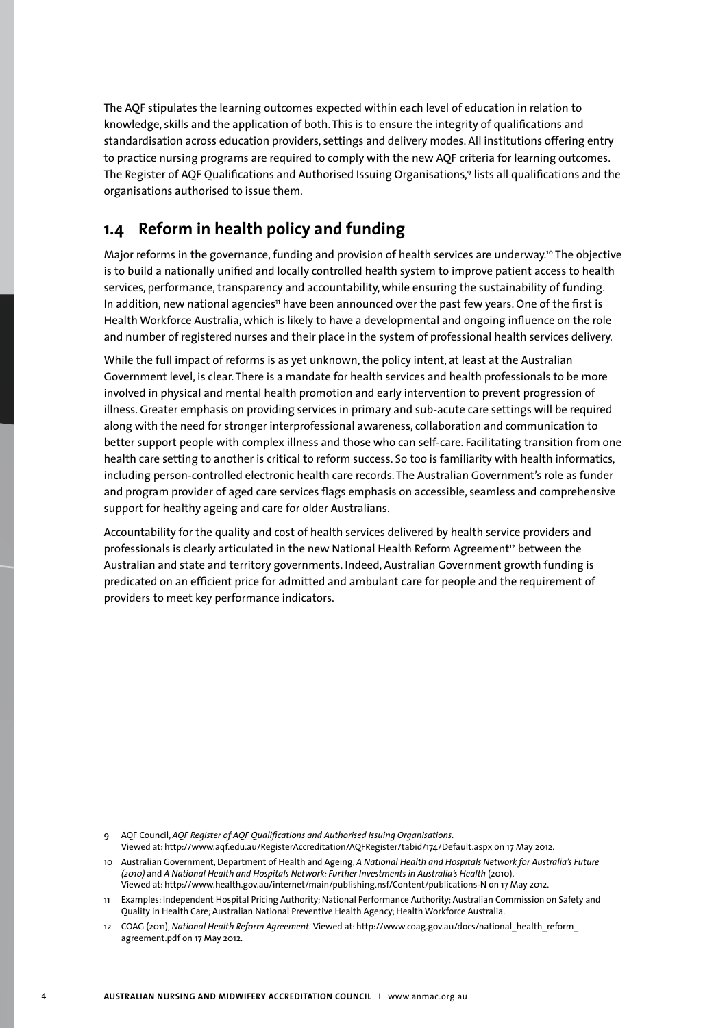The AQF stipulates the learning outcomes expected within each level of education in relation to knowledge, skills and the application of both. This is to ensure the integrity of qualifications and standardisation across education providers, settings and delivery modes. All institutions offering entry to practice nursing programs are required to comply with the new AQF criteria for learning outcomes. The Register of AQF Qualifications and Authorised Issuing Organisations,[9] lists all qualifications and the organisations authorised to issue them.

## 1.4 Reform in health policy and funding

Major reforms in the governance, funding and provision of health services are underway.[10] The objective is to build a nationally unified and locally controlled health system to improve patient access to health services, performance, transparency and accountability, while ensuring the sustainability of funding. In addition, new national agencies[11] have been announced over the past few years. One of the first is Health Workforce Australia, which is likely to have a developmental and ongoing influence on the role and number of registered nurses and their place in the system of professional health services delivery.

While the full impact of reforms is as yet unknown, the policy intent, at least at the Australian Government level, is clear. There is a mandate for health services and health professionals to be more involved in physical and mental health promotion and early intervention to prevent progression of illness. Greater emphasis on providing services in primary and sub-acute care settings will be required along with the need for stronger interprofessional awareness, collaboration and communication to better support people with complex illness and those who can self-care. Facilitating transition from one health care setting to another is critical to reform success. So too is familiarity with health informatics, including person-controlled electronic health care records. The Australian Government's role as funder and program provider of aged care services flags emphasis on accessible, seamless and comprehensive support for healthy ageing and care for older Australians.

Accountability for the quality and cost of health services delivered by health service providers and professionals is clearly articulated in the new National Health Reform Agreement[12] between the Australian and state and territory governments. Indeed, Australian Government growth funding is predicated on an efficient price for admitted and ambulant care for people and the requirement of providers to meet key performance indicators.

---

9 AQF Council, *AQF Register of AQF Qualifications and Authorised Issuing Organisations*. Viewed at: http://www.aqf.edu.au/RegisterAccreditation/AQFRegister/tabid/174/Default.aspx on 17 May 2012.

10 Australian Government, Department of Health and Ageing, *A National Health and Hospitals Network for Australia's Future (2010)* and *A National Health and Hospitals Network: Further Investments in Australia's Health* (2010). Viewed at: http://www.health.gov.au/internet/main/publishing.nsf/Content/publications-N on 17 May 2012.

11 Examples: Independent Hospital Pricing Authority; National Performance Authority; Australian Commission on Safety and Quality in Health Care; Australian National Preventive Health Agency; Health Workforce Australia.

12 COAG (2011), *National Health Reform Agreement*. Viewed at: http://www.coag.gov.au/docs/national_health_reform_agreement.pdf on 17 May 2012.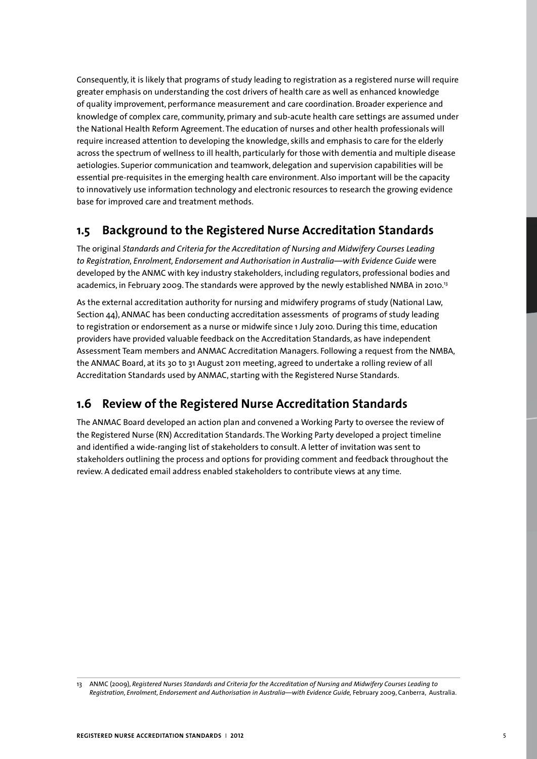Consequently, it is likely that programs of study leading to registration as a registered nurse will require greater emphasis on understanding the cost drivers of health care as well as enhanced knowledge of quality improvement, performance measurement and care coordination. Broader experience and knowledge of complex care, community, primary and sub-acute health care settings are assumed under the National Health Reform Agreement. The education of nurses and other health professionals will require increased attention to developing the knowledge, skills and emphasis to care for the elderly across the spectrum of wellness to ill health, particularly for those with dementia and multiple disease aetiologies. Superior communication and teamwork, delegation and supervision capabilities will be essential pre-requisites in the emerging health care environment. Also important will be the capacity to innovatively use information technology and electronic resources to research the growing evidence base for improved care and treatment methods.

## 1.5 Background to the Registered Nurse Accreditation Standards

The original *Standards and Criteria for the Accreditation of Nursing and Midwifery Courses Leading to Registration, Enrolment, Endorsement and Authorisation in Australia—with Evidence Guide* were developed by the ANMC with key industry stakeholders, including regulators, professional bodies and academics, in February 2009. The standards were approved by the newly established NMBA in 2010.[13]

As the external accreditation authority for nursing and midwifery programs of study (National Law, Section 44), ANMAC has been conducting accreditation assessments of programs of study leading to registration or endorsement as a nurse or midwife since 1 July 2010. During this time, education providers have provided valuable feedback on the Accreditation Standards, as have independent Assessment Team members and ANMAC Accreditation Managers. Following a request from the NMBA, the ANMAC Board, at its 30 to 31 August 2011 meeting, agreed to undertake a rolling review of all Accreditation Standards used by ANMAC, starting with the Registered Nurse Standards.

## 1.6 Review of the Registered Nurse Accreditation Standards

The ANMAC Board developed an action plan and convened a Working Party to oversee the review of the Registered Nurse (RN) Accreditation Standards. The Working Party developed a project timeline and identified a wide-ranging list of stakeholders to consult. A letter of invitation was sent to stakeholders outlining the process and options for providing comment and feedback throughout the review. A dedicated email address enabled stakeholders to contribute views at any time.

---

13 ANMC (2009), *Registered Nurses Standards and Criteria for the Accreditation of Nursing and Midwifery Courses Leading to Registration, Enrolment, Endorsement and Authorisation in Australia—with Evidence Guide,* February 2009, Canberra, Australia.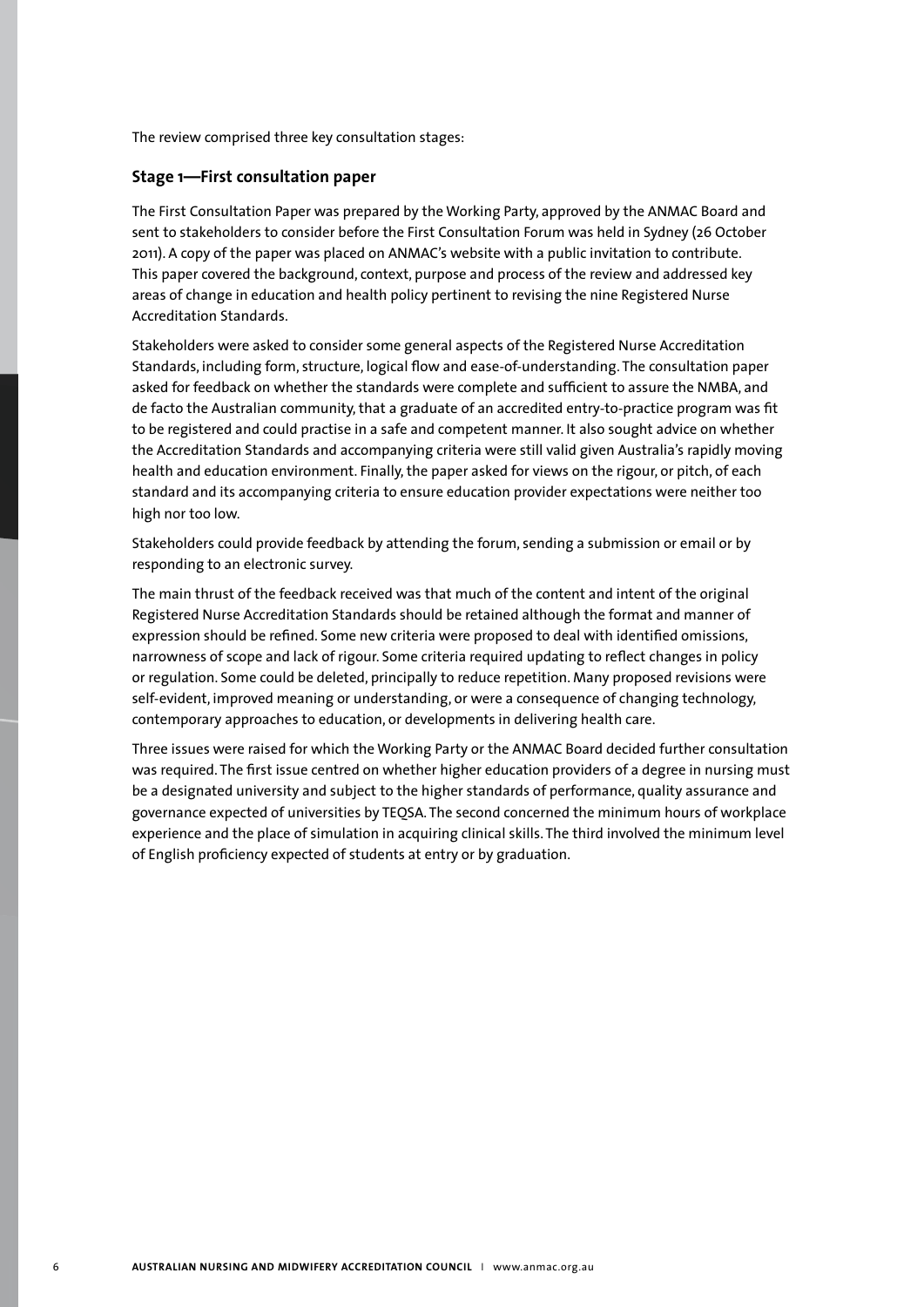The review comprised three key consultation stages:

### Stage 1—First consultation paper

The First Consultation Paper was prepared by the Working Party, approved by the ANMAC Board and sent to stakeholders to consider before the First Consultation Forum was held in Sydney (26 October 2011). A copy of the paper was placed on ANMAC's website with a public invitation to contribute. This paper covered the background, context, purpose and process of the review and addressed key areas of change in education and health policy pertinent to revising the nine Registered Nurse Accreditation Standards.

Stakeholders were asked to consider some general aspects of the Registered Nurse Accreditation Standards, including form, structure, logical flow and ease-of-understanding. The consultation paper asked for feedback on whether the standards were complete and sufficient to assure the NMBA, and de facto the Australian community, that a graduate of an accredited entry-to-practice program was fit to be registered and could practise in a safe and competent manner. It also sought advice on whether the Accreditation Standards and accompanying criteria were still valid given Australia's rapidly moving health and education environment. Finally, the paper asked for views on the rigour, or pitch, of each standard and its accompanying criteria to ensure education provider expectations were neither too high nor too low.

Stakeholders could provide feedback by attending the forum, sending a submission or email or by responding to an electronic survey.

The main thrust of the feedback received was that much of the content and intent of the original Registered Nurse Accreditation Standards should be retained although the format and manner of expression should be refined. Some new criteria were proposed to deal with identified omissions, narrowness of scope and lack of rigour. Some criteria required updating to reflect changes in policy or regulation. Some could be deleted, principally to reduce repetition. Many proposed revisions were self-evident, improved meaning or understanding, or were a consequence of changing technology, contemporary approaches to education, or developments in delivering health care.

Three issues were raised for which the Working Party or the ANMAC Board decided further consultation was required. The first issue centred on whether higher education providers of a degree in nursing must be a designated university and subject to the higher standards of performance, quality assurance and governance expected of universities by TEQSA. The second concerned the minimum hours of workplace experience and the place of simulation in acquiring clinical skills. The third involved the minimum level of English proficiency expected of students at entry or by graduation.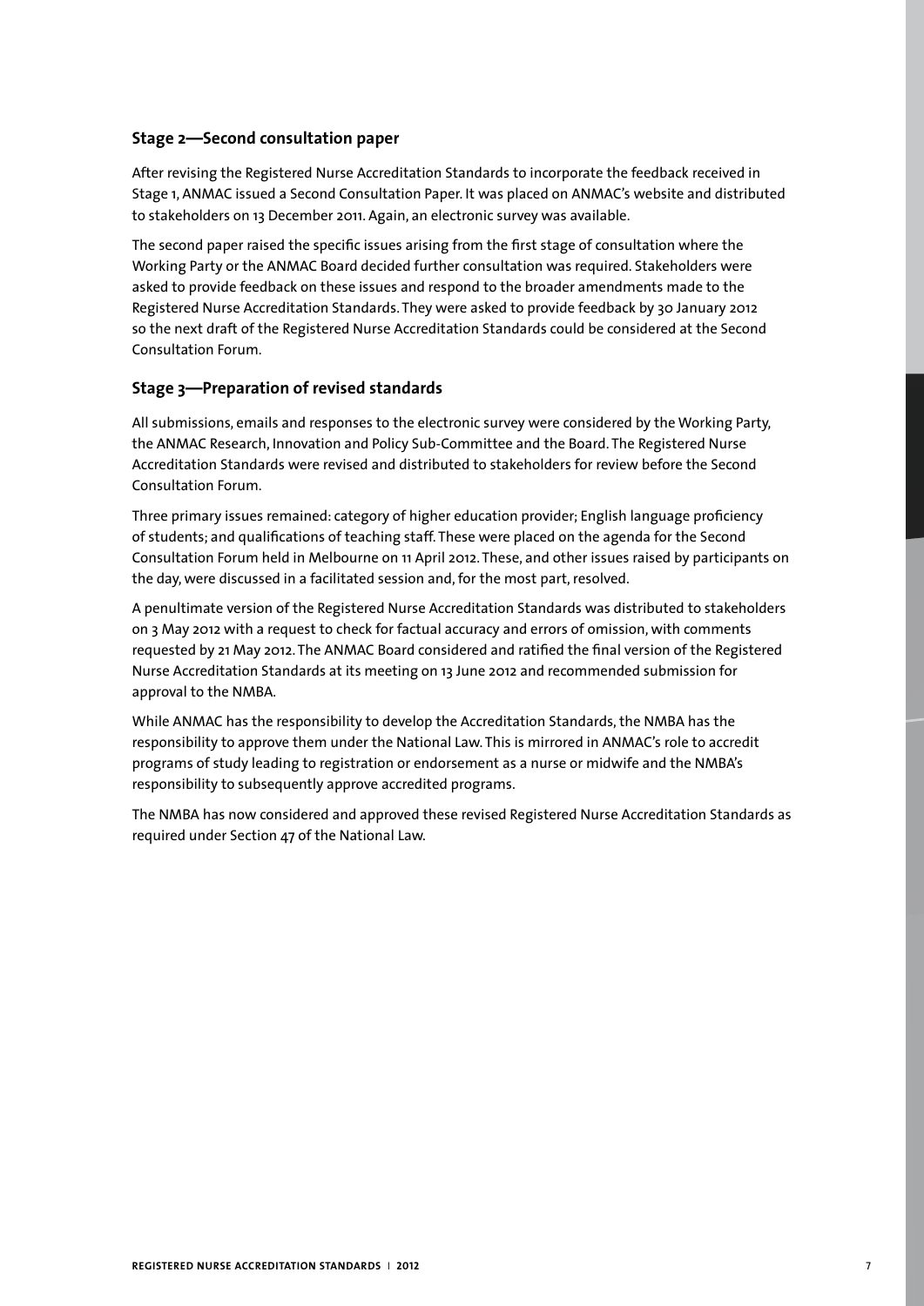### Stage 2—Second consultation paper

After revising the Registered Nurse Accreditation Standards to incorporate the feedback received in Stage 1, ANMAC issued a Second Consultation Paper. It was placed on ANMAC's website and distributed to stakeholders on 13 December 2011. Again, an electronic survey was available.

The second paper raised the specific issues arising from the first stage of consultation where the Working Party or the ANMAC Board decided further consultation was required. Stakeholders were asked to provide feedback on these issues and respond to the broader amendments made to the Registered Nurse Accreditation Standards. They were asked to provide feedback by 30 January 2012 so the next draft of the Registered Nurse Accreditation Standards could be considered at the Second Consultation Forum.

### Stage 3—Preparation of revised standards

All submissions, emails and responses to the electronic survey were considered by the Working Party, the ANMAC Research, Innovation and Policy Sub-Committee and the Board. The Registered Nurse Accreditation Standards were revised and distributed to stakeholders for review before the Second Consultation Forum.

Three primary issues remained: category of higher education provider; English language proficiency of students; and qualifications of teaching staff. These were placed on the agenda for the Second Consultation Forum held in Melbourne on 11 April 2012. These, and other issues raised by participants on the day, were discussed in a facilitated session and, for the most part, resolved.

A penultimate version of the Registered Nurse Accreditation Standards was distributed to stakeholders on 3 May 2012 with a request to check for factual accuracy and errors of omission, with comments requested by 21 May 2012. The ANMAC Board considered and ratified the final version of the Registered Nurse Accreditation Standards at its meeting on 13 June 2012 and recommended submission for approval to the NMBA.

While ANMAC has the responsibility to develop the Accreditation Standards, the NMBA has the responsibility to approve them under the National Law. This is mirrored in ANMAC's role to accredit programs of study leading to registration or endorsement as a nurse or midwife and the NMBA's responsibility to subsequently approve accredited programs.

The NMBA has now considered and approved these revised Registered Nurse Accreditation Standards as required under Section 47 of the National Law.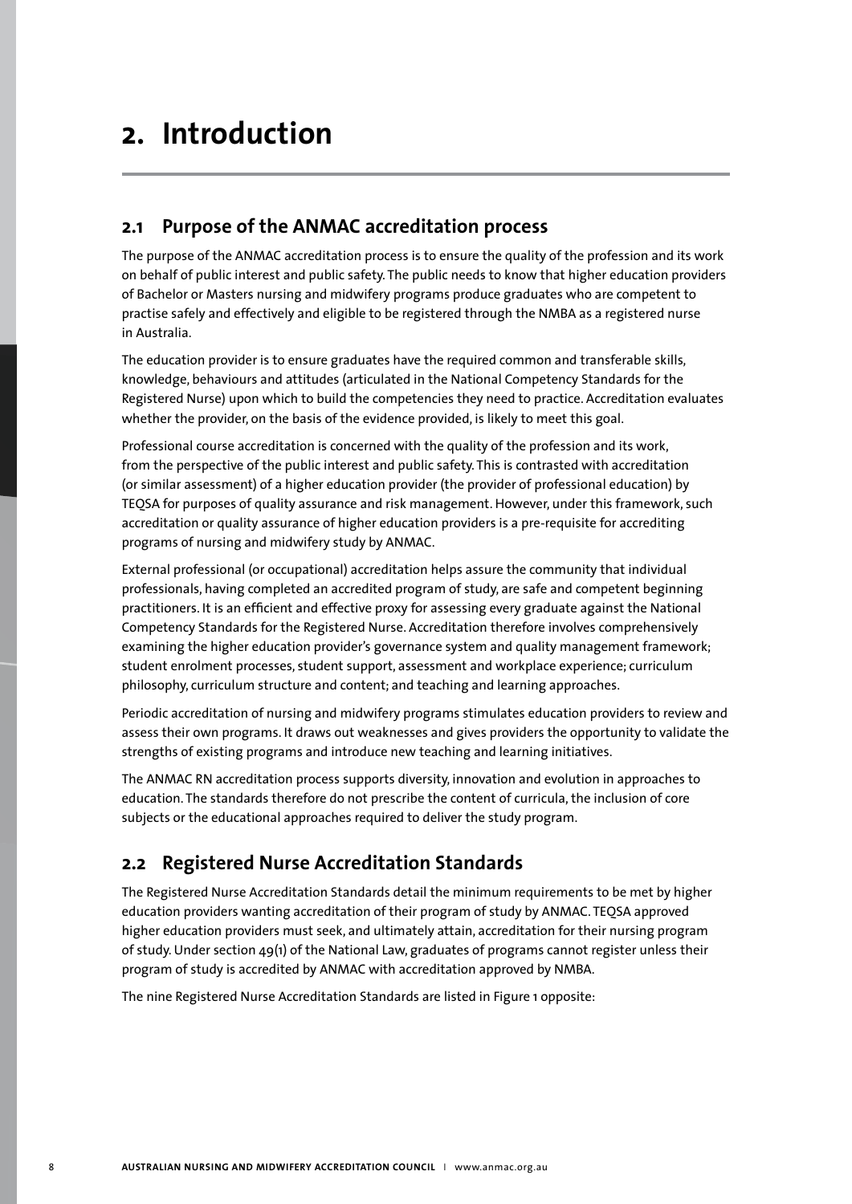# 2. Introduction

## 2.1 Purpose of the ANMAC accreditation process

The purpose of the ANMAC accreditation process is to ensure the quality of the profession and its work on behalf of public interest and public safety. The public needs to know that higher education providers of Bachelor or Masters nursing and midwifery programs produce graduates who are competent to practise safely and effectively and eligible to be registered through the NMBA as a registered nurse in Australia.

The education provider is to ensure graduates have the required common and transferable skills, knowledge, behaviours and attitudes (articulated in the National Competency Standards for the Registered Nurse) upon which to build the competencies they need to practice. Accreditation evaluates whether the provider, on the basis of the evidence provided, is likely to meet this goal.

Professional course accreditation is concerned with the quality of the profession and its work, from the perspective of the public interest and public safety. This is contrasted with accreditation (or similar assessment) of a higher education provider (the provider of professional education) by TEQSA for purposes of quality assurance and risk management. However, under this framework, such accreditation or quality assurance of higher education providers is a pre-requisite for accrediting programs of nursing and midwifery study by ANMAC.

External professional (or occupational) accreditation helps assure the community that individual professionals, having completed an accredited program of study, are safe and competent beginning practitioners. It is an efficient and effective proxy for assessing every graduate against the National Competency Standards for the Registered Nurse. Accreditation therefore involves comprehensively examining the higher education provider's governance system and quality management framework; student enrolment processes, student support, assessment and workplace experience; curriculum philosophy, curriculum structure and content; and teaching and learning approaches.

Periodic accreditation of nursing and midwifery programs stimulates education providers to review and assess their own programs. It draws out weaknesses and gives providers the opportunity to validate the strengths of existing programs and introduce new teaching and learning initiatives.

The ANMAC RN accreditation process supports diversity, innovation and evolution in approaches to education. The standards therefore do not prescribe the content of curricula, the inclusion of core subjects or the educational approaches required to deliver the study program.

## 2.2 Registered Nurse Accreditation Standards

The Registered Nurse Accreditation Standards detail the minimum requirements to be met by higher education providers wanting accreditation of their program of study by ANMAC. TEQSA approved higher education providers must seek, and ultimately attain, accreditation for their nursing program of study. Under section 49(1) of the National Law, graduates of programs cannot register unless their program of study is accredited by ANMAC with accreditation approved by NMBA.

The nine Registered Nurse Accreditation Standards are listed in Figure 1 opposite: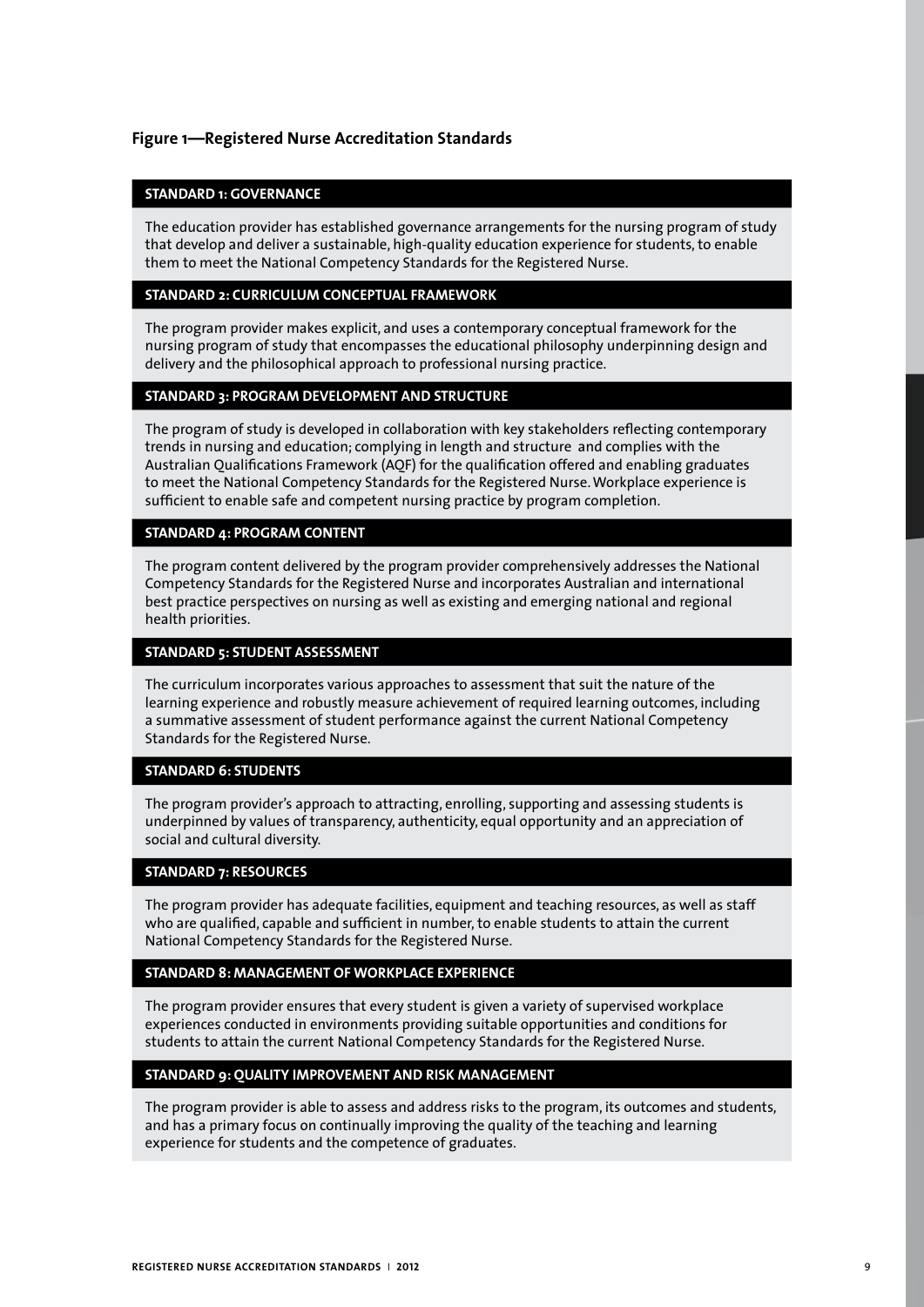## Figure 1—Registered Nurse Accreditation Standards

### STANDARD 1: GOVERNANCE

The education provider has established governance arrangements for the nursing program of study that develop and deliver a sustainable, high-quality education experience for students, to enable them to meet the National Competency Standards for the Registered Nurse.

### STANDARD 2: CURRICULUM CONCEPTUAL FRAMEWORK

The program provider makes explicit, and uses a contemporary conceptual framework for the nursing program of study that encompasses the educational philosophy underpinning design and delivery and the philosophical approach to professional nursing practice.

### STANDARD 3: PROGRAM DEVELOPMENT AND STRUCTURE

The program of study is developed in collaboration with key stakeholders reflecting contemporary trends in nursing and education; complying in length and structure and complies with the Australian Qualifications Framework (AQF) for the qualification offered and enabling graduates to meet the National Competency Standards for the Registered Nurse. Workplace experience is sufficient to enable safe and competent nursing practice by program completion.

### STANDARD 4: PROGRAM CONTENT

The program content delivered by the program provider comprehensively addresses the National Competency Standards for the Registered Nurse and incorporates Australian and international best practice perspectives on nursing as well as existing and emerging national and regional health priorities.

### STANDARD 5: STUDENT ASSESSMENT

The curriculum incorporates various approaches to assessment that suit the nature of the learning experience and robustly measure achievement of required learning outcomes, including a summative assessment of student performance against the current National Competency Standards for the Registered Nurse.

### STANDARD 6: STUDENTS

The program provider's approach to attracting, enrolling, supporting and assessing students is underpinned by values of transparency, authenticity, equal opportunity and an appreciation of social and cultural diversity.

### STANDARD 7: RESOURCES

The program provider has adequate facilities, equipment and teaching resources, as well as staff who are qualified, capable and sufficient in number, to enable students to attain the current National Competency Standards for the Registered Nurse.

### STANDARD 8: MANAGEMENT OF WORKPLACE EXPERIENCE

The program provider ensures that every student is given a variety of supervised workplace experiences conducted in environments providing suitable opportunities and conditions for students to attain the current National Competency Standards for the Registered Nurse.

### STANDARD 9: QUALITY IMPROVEMENT AND RISK MANAGEMENT

The program provider is able to assess and address risks to the program, its outcomes and students, and has a primary focus on continually improving the quality of the teaching and learning experience for students and the competence of graduates.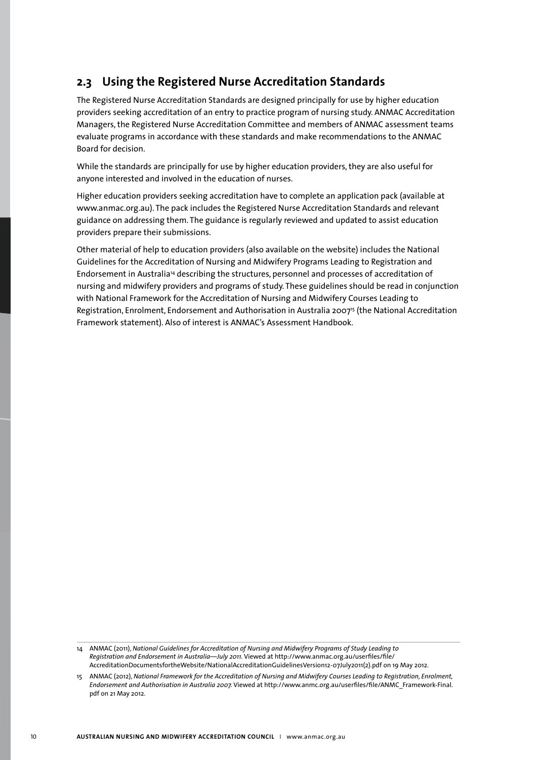## 2.3 Using the Registered Nurse Accreditation Standards

The Registered Nurse Accreditation Standards are designed principally for use by higher education providers seeking accreditation of an entry to practice program of nursing study. ANMAC Accreditation Managers, the Registered Nurse Accreditation Committee and members of ANMAC assessment teams evaluate programs in accordance with these standards and make recommendations to the ANMAC Board for decision.

While the standards are principally for use by higher education providers, they are also useful for anyone interested and involved in the education of nurses.

Higher education providers seeking accreditation have to complete an application pack (available at www.anmac.org.au). The pack includes the Registered Nurse Accreditation Standards and relevant guidance on addressing them. The guidance is regularly reviewed and updated to assist education providers prepare their submissions.

Other material of help to education providers (also available on the website) includes the National Guidelines for the Accreditation of Nursing and Midwifery Programs Leading to Registration and Endorsement in Australia[14] describing the structures, personnel and processes of accreditation of nursing and midwifery providers and programs of study. These guidelines should be read in conjunction with National Framework for the Accreditation of Nursing and Midwifery Courses Leading to Registration, Enrolment, Endorsement and Authorisation in Australia 2007[15] (the National Accreditation Framework statement). Also of interest is ANMAC's Assessment Handbook.

---

14 ANMAC (2011), *National Guidelines for Accreditation of Nursing and Midwifery Programs of Study Leading to Registration and Endorsement in Australia—July 2011.* Viewed at http://www.anmac.org.au/userfiles/file/AccreditationDocumentsfortheWebsite/NationalAccreditationGuidelinesVersion12-07July2011(2).pdf on 19 May 2012.

15 ANMAC (2012), *National Framework for the Accreditation of Nursing and Midwifery Courses Leading to Registration, Enrolment, Endorsement and Authorisation in Australia 2007.* Viewed at http://www.anmc.org.au/userfiles/file/ANMC_Framework-Final.pdf on 21 May 2012.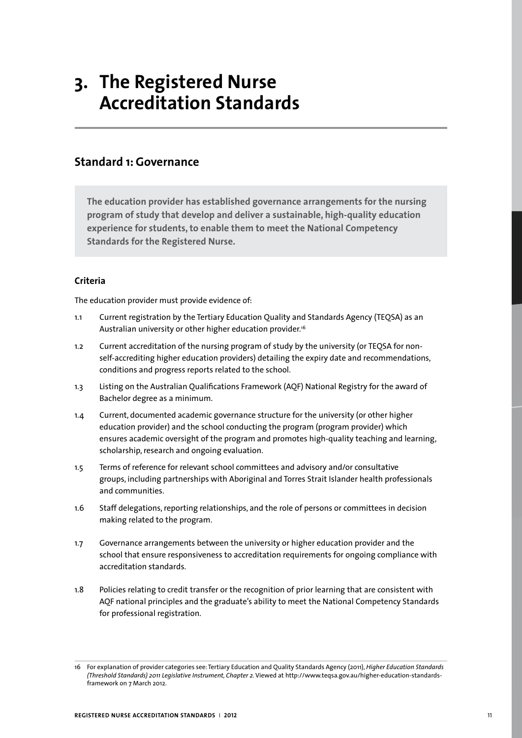# 3. The Registered Nurse Accreditation Standards

## Standard 1: Governance

**The education provider has established governance arrangements for the nursing program of study that develop and deliver a sustainable, high-quality education experience for students, to enable them to meet the National Competency Standards for the Registered Nurse.**

### Criteria

The education provider must provide evidence of:

1.1 Current registration by the Tertiary Education Quality and Standards Agency (TEQSA) as an Australian university or other higher education provider.[16]

1.2 Current accreditation of the nursing program of study by the university (or TEQSA for non-self-accrediting higher education providers) detailing the expiry date and recommendations, conditions and progress reports related to the school.

1.3 Listing on the Australian Qualifications Framework (AQF) National Registry for the award of Bachelor degree as a minimum.

1.4 Current, documented academic governance structure for the university (or other higher education provider) and the school conducting the program (program provider) which ensures academic oversight of the program and promotes high-quality teaching and learning, scholarship, research and ongoing evaluation.

1.5 Terms of reference for relevant school committees and advisory and/or consultative groups, including partnerships with Aboriginal and Torres Strait Islander health professionals and communities.

1.6 Staff delegations, reporting relationships, and the role of persons or committees in decision making related to the program.

1.7 Governance arrangements between the university or higher education provider and the school that ensure responsiveness to accreditation requirements for ongoing compliance with accreditation standards.

1.8 Policies relating to credit transfer or the recognition of prior learning that are consistent with AQF national principles and the graduate's ability to meet the National Competency Standards for professional registration.

---

16 For explanation of provider categories see: Tertiary Education and Quality Standards Agency (2011), *Higher Education Standards (Threshold Standards) 2011 Legislative Instrument, Chapter 2*. Viewed at http://www.teqsa.gov.au/higher-education-standards-framework on 7 March 2012.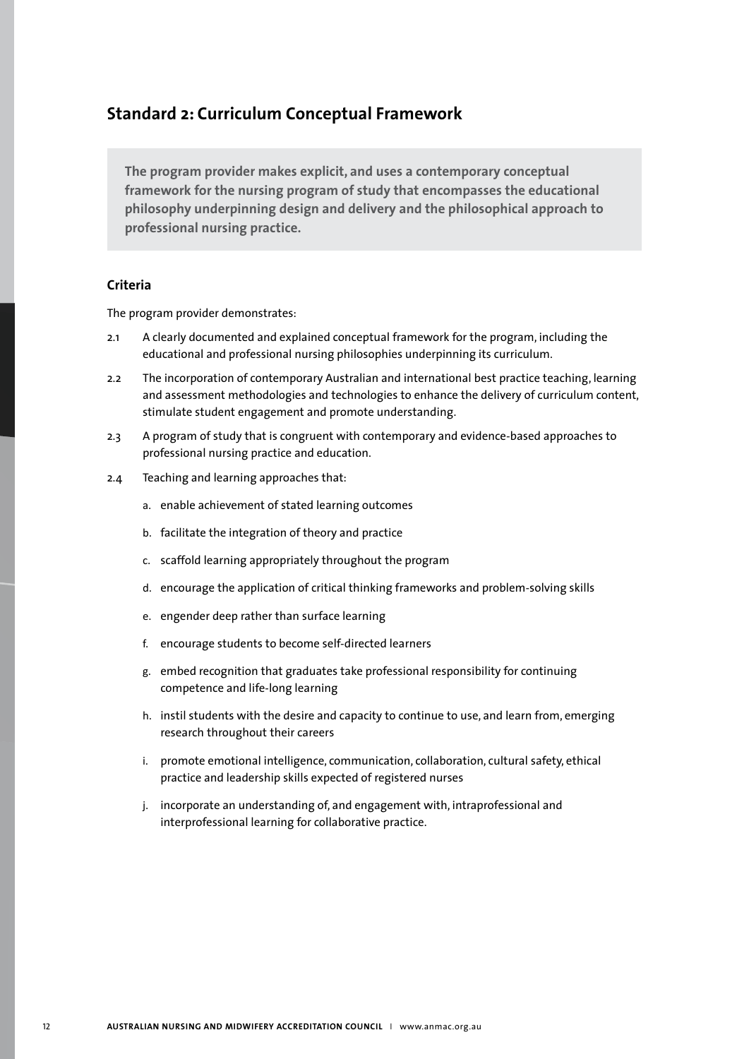## Standard 2: Curriculum Conceptual Framework

**The program provider makes explicit, and uses a contemporary conceptual framework for the nursing program of study that encompasses the educational philosophy underpinning design and delivery and the philosophical approach to professional nursing practice.**

### Criteria

The program provider demonstrates:

2.1 A clearly documented and explained conceptual framework for the program, including the educational and professional nursing philosophies underpinning its curriculum.

2.2 The incorporation of contemporary Australian and international best practice teaching, learning and assessment methodologies and technologies to enhance the delivery of curriculum content, stimulate student engagement and promote understanding.

2.3 A program of study that is congruent with contemporary and evidence-based approaches to professional nursing practice and education.

2.4 Teaching and learning approaches that:

a. enable achievement of stated learning outcomes

b. facilitate the integration of theory and practice

c. scaffold learning appropriately throughout the program

d. encourage the application of critical thinking frameworks and problem-solving skills

e. engender deep rather than surface learning

f. encourage students to become self-directed learners

g. embed recognition that graduates take professional responsibility for continuing competence and life-long learning

h. instil students with the desire and capacity to continue to use, and learn from, emerging research throughout their careers

i. promote emotional intelligence, communication, collaboration, cultural safety, ethical practice and leadership skills expected of registered nurses

j. incorporate an understanding of, and engagement with, intraprofessional and interprofessional learning for collaborative practice.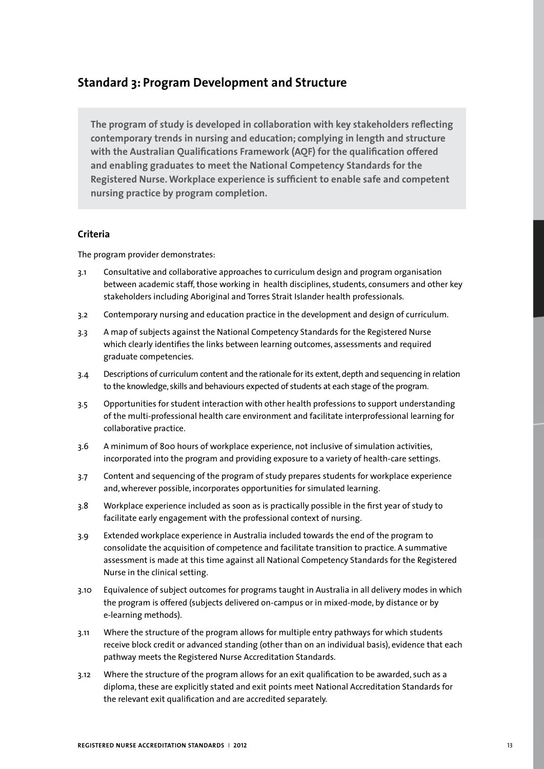## Standard 3: Program Development and Structure

**The program of study is developed in collaboration with key stakeholders reflecting contemporary trends in nursing and education; complying in length and structure with the Australian Qualifications Framework (AQF) for the qualification offered and enabling graduates to meet the National Competency Standards for the Registered Nurse. Workplace experience is sufficient to enable safe and competent nursing practice by program completion.**

### Criteria

The program provider demonstrates:

3.1 Consultative and collaborative approaches to curriculum design and program organisation between academic staff, those working in health disciplines, students, consumers and other key stakeholders including Aboriginal and Torres Strait Islander health professionals.

3.2 Contemporary nursing and education practice in the development and design of curriculum.

3.3 A map of subjects against the National Competency Standards for the Registered Nurse which clearly identifies the links between learning outcomes, assessments and required graduate competencies.

3.4 Descriptions of curriculum content and the rationale for its extent, depth and sequencing in relation to the knowledge, skills and behaviours expected of students at each stage of the program.

3.5 Opportunities for student interaction with other health professions to support understanding of the multi-professional health care environment and facilitate interprofessional learning for collaborative practice.

3.6 A minimum of 800 hours of workplace experience, not inclusive of simulation activities, incorporated into the program and providing exposure to a variety of health-care settings.

3.7 Content and sequencing of the program of study prepares students for workplace experience and, wherever possible, incorporates opportunities for simulated learning.

3.8 Workplace experience included as soon as is practically possible in the first year of study to facilitate early engagement with the professional context of nursing.

3.9 Extended workplace experience in Australia included towards the end of the program to consolidate the acquisition of competence and facilitate transition to practice. A summative assessment is made at this time against all National Competency Standards for the Registered Nurse in the clinical setting.

3.10 Equivalence of subject outcomes for programs taught in Australia in all delivery modes in which the program is offered (subjects delivered on-campus or in mixed-mode, by distance or by e-learning methods).

3.11 Where the structure of the program allows for multiple entry pathways for which students receive block credit or advanced standing (other than on an individual basis), evidence that each pathway meets the Registered Nurse Accreditation Standards.

3.12 Where the structure of the program allows for an exit qualification to be awarded, such as a diploma, these are explicitly stated and exit points meet National Accreditation Standards for the relevant exit qualification and are accredited separately.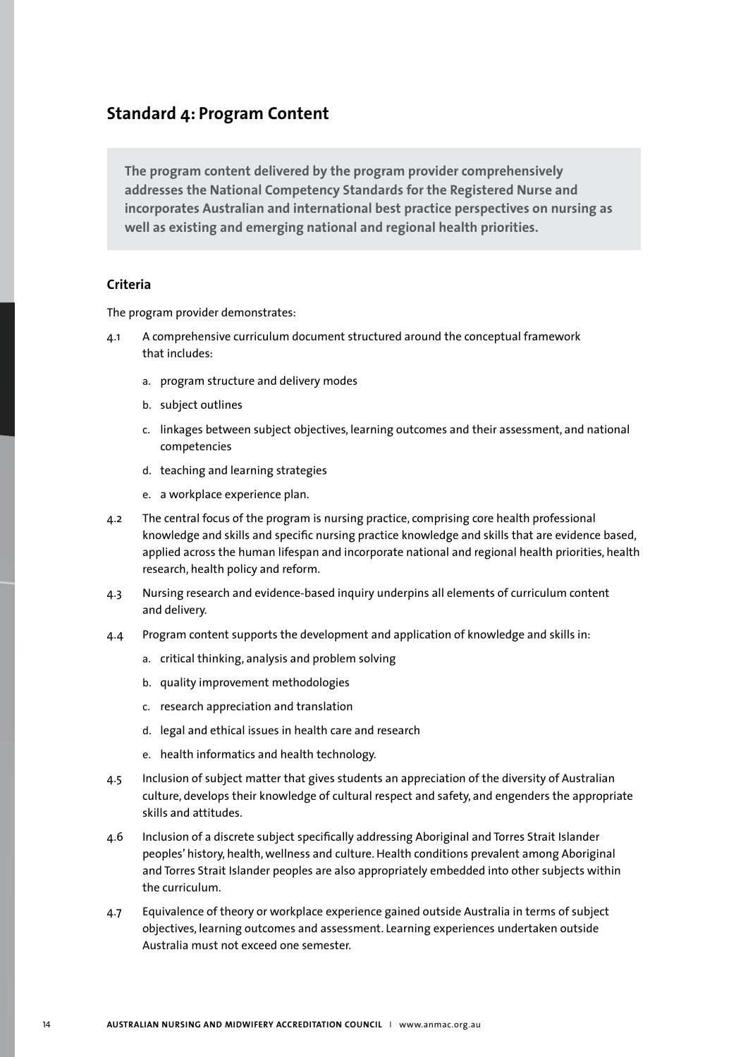## Standard 4: Program Content

**The program content delivered by the program provider comprehensively addresses the National Competency Standards for the Registered Nurse and incorporates Australian and international best practice perspectives on nursing as well as existing and emerging national and regional health priorities.**

### Criteria

The program provider demonstrates:

4.1 A comprehensive curriculum document structured around the conceptual framework that includes:

   a. program structure and delivery modes

   b. subject outlines

   c. linkages between subject objectives, learning outcomes and their assessment, and national competencies

   d. teaching and learning strategies

   e. a workplace experience plan.

4.2 The central focus of the program is nursing practice, comprising core health professional knowledge and skills and specific nursing practice knowledge and skills that are evidence based, applied across the human lifespan and incorporate national and regional health priorities, health research, health policy and reform.

4.3 Nursing research and evidence-based inquiry underpins all elements of curriculum content and delivery.

4.4 Program content supports the development and application of knowledge and skills in:

   a. critical thinking, analysis and problem solving

   b. quality improvement methodologies

   c. research appreciation and translation

   d. legal and ethical issues in health care and research

   e. health informatics and health technology.

4.5 Inclusion of subject matter that gives students an appreciation of the diversity of Australian culture, develops their knowledge of cultural respect and safety, and engenders the appropriate skills and attitudes.

4.6 Inclusion of a discrete subject specifically addressing Aboriginal and Torres Strait Islander peoples' history, health, wellness and culture. Health conditions prevalent among Aboriginal and Torres Strait Islander peoples are also appropriately embedded into other subjects within the curriculum.

4.7 Equivalence of theory or workplace experience gained outside Australia in terms of subject objectives, learning outcomes and assessment. Learning experiences undertaken outside Australia must not exceed one semester.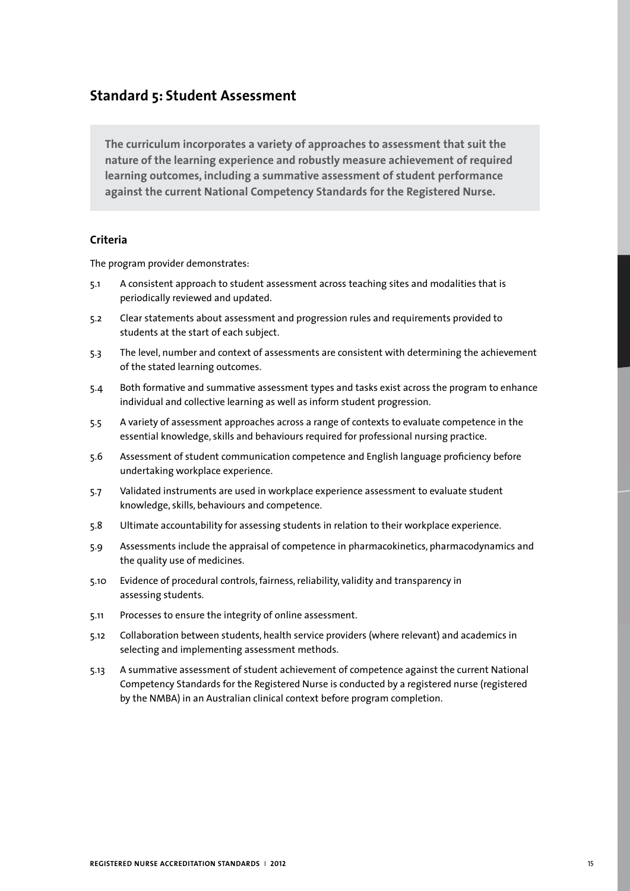## Standard 5: Student Assessment

**The curriculum incorporates a variety of approaches to assessment that suit the nature of the learning experience and robustly measure achievement of required learning outcomes, including a summative assessment of student performance against the current National Competency Standards for the Registered Nurse.**

### Criteria

The program provider demonstrates:

5.1 A consistent approach to student assessment across teaching sites and modalities that is periodically reviewed and updated.

5.2 Clear statements about assessment and progression rules and requirements provided to students at the start of each subject.

5.3 The level, number and context of assessments are consistent with determining the achievement of the stated learning outcomes.

5.4 Both formative and summative assessment types and tasks exist across the program to enhance individual and collective learning as well as inform student progression.

5.5 A variety of assessment approaches across a range of contexts to evaluate competence in the essential knowledge, skills and behaviours required for professional nursing practice.

5.6 Assessment of student communication competence and English language proficiency before undertaking workplace experience.

5.7 Validated instruments are used in workplace experience assessment to evaluate student knowledge, skills, behaviours and competence.

5.8 Ultimate accountability for assessing students in relation to their workplace experience.

5.9 Assessments include the appraisal of competence in pharmacokinetics, pharmacodynamics and the quality use of medicines.

5.10 Evidence of procedural controls, fairness, reliability, validity and transparency in assessing students.

5.11 Processes to ensure the integrity of online assessment.

5.12 Collaboration between students, health service providers (where relevant) and academics in selecting and implementing assessment methods.

5.13 A summative assessment of student achievement of competence against the current National Competency Standards for the Registered Nurse is conducted by a registered nurse (registered by the NMBA) in an Australian clinical context before program completion.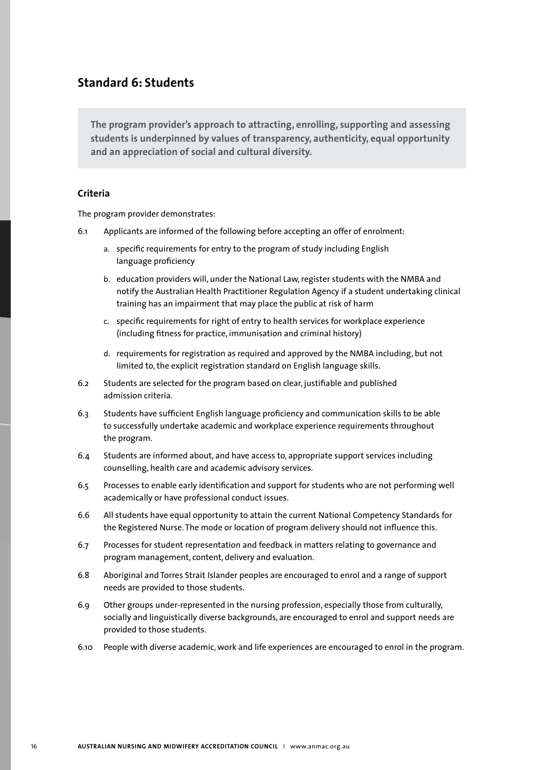## Standard 6: Students

**The program provider's approach to attracting, enrolling, supporting and assessing students is underpinned by values of transparency, authenticity, equal opportunity and an appreciation of social and cultural diversity.**

### Criteria

The program provider demonstrates:

6.1 Applicants are informed of the following before accepting an offer of enrolment:

   a. specific requirements for entry to the program of study including English language proficiency

   b. education providers will, under the National Law, register students with the NMBA and notify the Australian Health Practitioner Regulation Agency if a student undertaking clinical training has an impairment that may place the public at risk of harm

   c. specific requirements for right of entry to health services for workplace experience (including fitness for practice, immunisation and criminal history)

   d. requirements for registration as required and approved by the NMBA including, but not limited to, the explicit registration standard on English language skills.

6.2 Students are selected for the program based on clear, justifiable and published admission criteria.

6.3 Students have sufficient English language proficiency and communication skills to be able to successfully undertake academic and workplace experience requirements throughout the program.

6.4 Students are informed about, and have access to, appropriate support services including counselling, health care and academic advisory services.

6.5 Processes to enable early identification and support for students who are not performing well academically or have professional conduct issues.

6.6 All students have equal opportunity to attain the current National Competency Standards for the Registered Nurse. The mode or location of program delivery should not influence this.

6.7 Processes for student representation and feedback in matters relating to governance and program management, content, delivery and evaluation.

6.8 Aboriginal and Torres Strait Islander peoples are encouraged to enrol and a range of support needs are provided to those students.

6.9 Other groups under-represented in the nursing profession, especially those from culturally, socially and linguistically diverse backgrounds, are encouraged to enrol and support needs are provided to those students.

6.10 People with diverse academic, work and life experiences are encouraged to enrol in the program.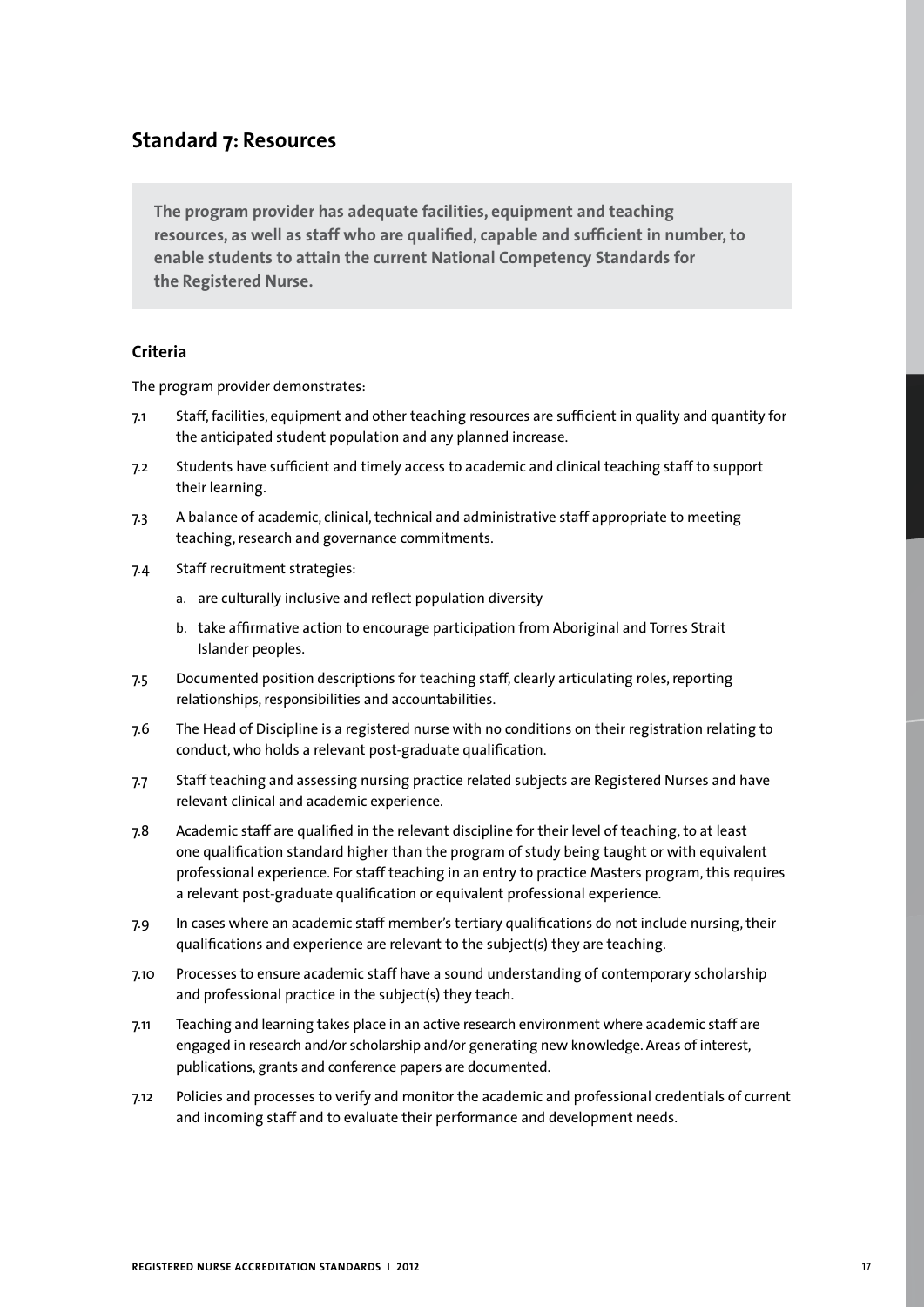## Standard 7: Resources

**The program provider has adequate facilities, equipment and teaching resources, as well as staff who are qualified, capable and sufficient in number, to enable students to attain the current National Competency Standards for the Registered Nurse.**

### Criteria

The program provider demonstrates:

7.1 Staff, facilities, equipment and other teaching resources are sufficient in quality and quantity for the anticipated student population and any planned increase.

7.2 Students have sufficient and timely access to academic and clinical teaching staff to support their learning.

7.3 A balance of academic, clinical, technical and administrative staff appropriate to meeting teaching, research and governance commitments.

7.4 Staff recruitment strategies:

   a. are culturally inclusive and reflect population diversity

   b. take affirmative action to encourage participation from Aboriginal and Torres Strait Islander peoples.

7.5 Documented position descriptions for teaching staff, clearly articulating roles, reporting relationships, responsibilities and accountabilities.

7.6 The Head of Discipline is a registered nurse with no conditions on their registration relating to conduct, who holds a relevant post-graduate qualification.

7.7 Staff teaching and assessing nursing practice related subjects are Registered Nurses and have relevant clinical and academic experience.

7.8 Academic staff are qualified in the relevant discipline for their level of teaching, to at least one qualification standard higher than the program of study being taught or with equivalent professional experience. For staff teaching in an entry to practice Masters program, this requires a relevant post-graduate qualification or equivalent professional experience.

7.9 In cases where an academic staff member's tertiary qualifications do not include nursing, their qualifications and experience are relevant to the subject(s) they are teaching.

7.10 Processes to ensure academic staff have a sound understanding of contemporary scholarship and professional practice in the subject(s) they teach.

7.11 Teaching and learning takes place in an active research environment where academic staff are engaged in research and/or scholarship and/or generating new knowledge. Areas of interest, publications, grants and conference papers are documented.

7.12 Policies and processes to verify and monitor the academic and professional credentials of current and incoming staff and to evaluate their performance and development needs.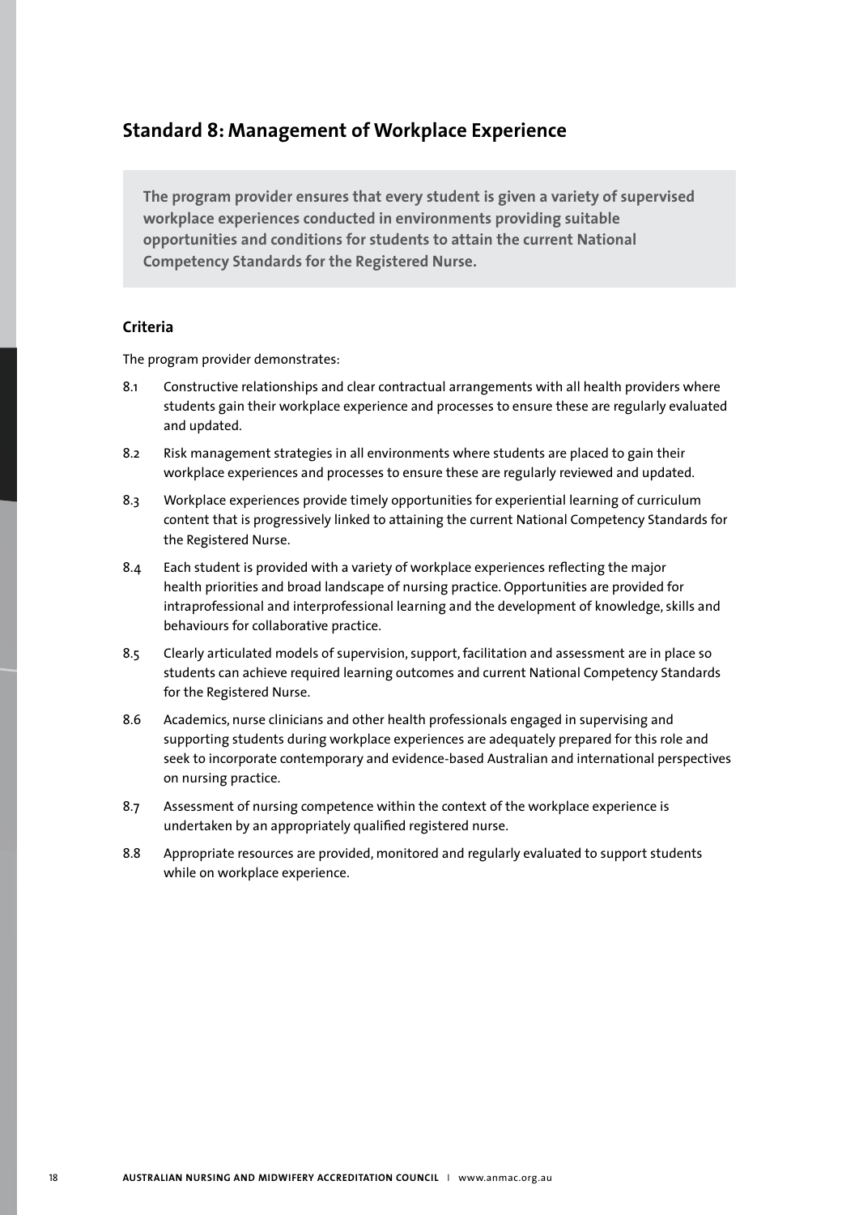## Standard 8: Management of Workplace Experience

**The program provider ensures that every student is given a variety of supervised workplace experiences conducted in environments providing suitable opportunities and conditions for students to attain the current National Competency Standards for the Registered Nurse.**

### Criteria

The program provider demonstrates:

8.1 Constructive relationships and clear contractual arrangements with all health providers where students gain their workplace experience and processes to ensure these are regularly evaluated and updated.

8.2 Risk management strategies in all environments where students are placed to gain their workplace experiences and processes to ensure these are regularly reviewed and updated.

8.3 Workplace experiences provide timely opportunities for experiential learning of curriculum content that is progressively linked to attaining the current National Competency Standards for the Registered Nurse.

8.4 Each student is provided with a variety of workplace experiences reflecting the major health priorities and broad landscape of nursing practice. Opportunities are provided for intraprofessional and interprofessional learning and the development of knowledge, skills and behaviours for collaborative practice.

8.5 Clearly articulated models of supervision, support, facilitation and assessment are in place so students can achieve required learning outcomes and current National Competency Standards for the Registered Nurse.

8.6 Academics, nurse clinicians and other health professionals engaged in supervising and supporting students during workplace experiences are adequately prepared for this role and seek to incorporate contemporary and evidence-based Australian and international perspectives on nursing practice.

8.7 Assessment of nursing competence within the context of the workplace experience is undertaken by an appropriately qualified registered nurse.

8.8 Appropriate resources are provided, monitored and regularly evaluated to support students while on workplace experience.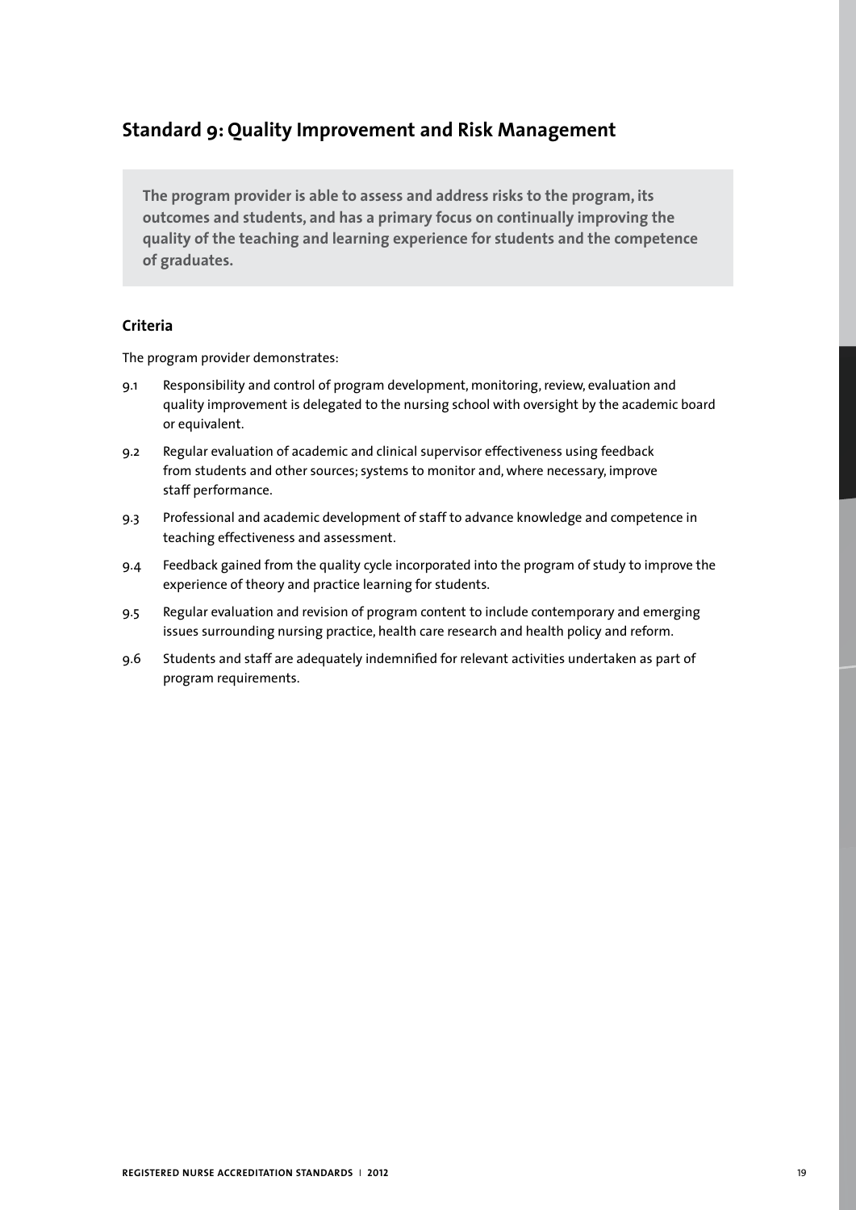## Standard 9: Quality Improvement and Risk Management

**The program provider is able to assess and address risks to the program, its outcomes and students, and has a primary focus on continually improving the quality of the teaching and learning experience for students and the competence of graduates.**

### Criteria

The program provider demonstrates:

9.1 Responsibility and control of program development, monitoring, review, evaluation and quality improvement is delegated to the nursing school with oversight by the academic board or equivalent.

9.2 Regular evaluation of academic and clinical supervisor effectiveness using feedback from students and other sources; systems to monitor and, where necessary, improve staff performance.

9.3 Professional and academic development of staff to advance knowledge and competence in teaching effectiveness and assessment.

9.4 Feedback gained from the quality cycle incorporated into the program of study to improve the experience of theory and practice learning for students.

9.5 Regular evaluation and revision of program content to include contemporary and emerging issues surrounding nursing practice, health care research and health policy and reform.

9.6 Students and staff are adequately indemnified for relevant activities undertaken as part of program requirements.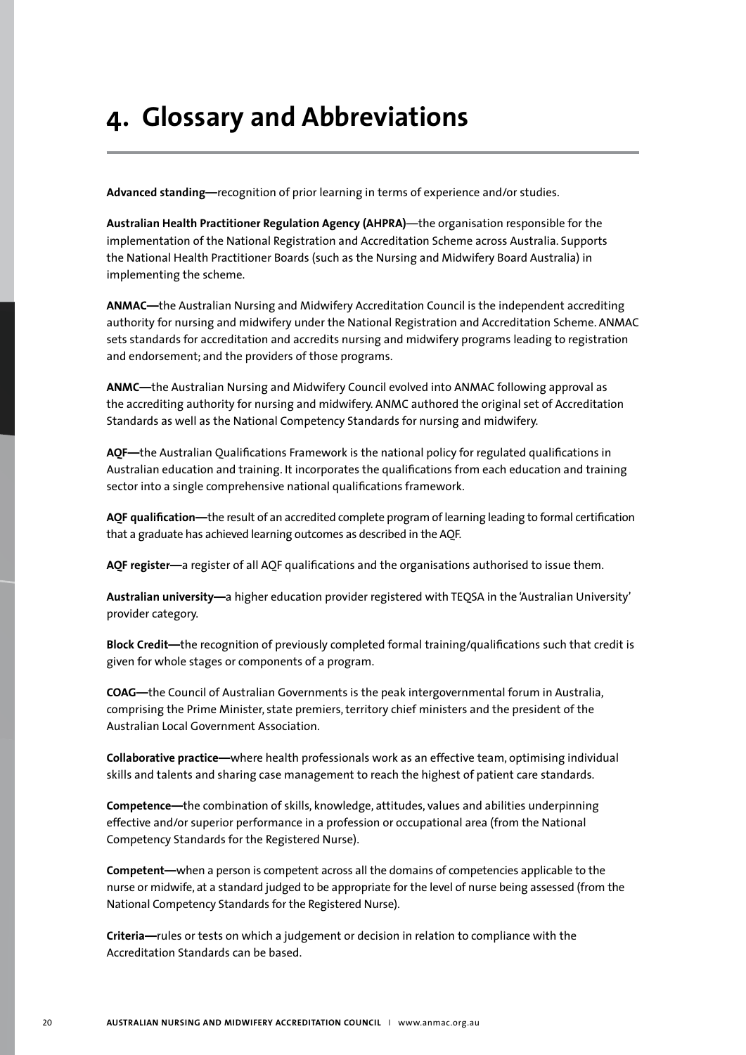# 4. Glossary and Abbreviations

**Advanced standing—**recognition of prior learning in terms of experience and/or studies.

**Australian Health Practitioner Regulation Agency (AHPRA)**—the organisation responsible for the implementation of the National Registration and Accreditation Scheme across Australia. Supports the National Health Practitioner Boards (such as the Nursing and Midwifery Board Australia) in implementing the scheme.

**ANMAC—**the Australian Nursing and Midwifery Accreditation Council is the independent accrediting authority for nursing and midwifery under the National Registration and Accreditation Scheme. ANMAC sets standards for accreditation and accredits nursing and midwifery programs leading to registration and endorsement; and the providers of those programs.

**ANMC—**the Australian Nursing and Midwifery Council evolved into ANMAC following approval as the accrediting authority for nursing and midwifery. ANMC authored the original set of Accreditation Standards as well as the National Competency Standards for nursing and midwifery.

**AQF—**the Australian Qualifications Framework is the national policy for regulated qualifications in Australian education and training. It incorporates the qualifications from each education and training sector into a single comprehensive national qualifications framework.

**AQF qualification—**the result of an accredited complete program of learning leading to formal certification that a graduate has achieved learning outcomes as described in the AQF.

**AQF register—**a register of all AQF qualifications and the organisations authorised to issue them.

**Australian university—**a higher education provider registered with TEQSA in the 'Australian University' provider category.

**Block Credit—**the recognition of previously completed formal training/qualifications such that credit is given for whole stages or components of a program.

**COAG—**the Council of Australian Governments is the peak intergovernmental forum in Australia, comprising the Prime Minister, state premiers, territory chief ministers and the president of the Australian Local Government Association.

**Collaborative practice—**where health professionals work as an effective team, optimising individual skills and talents and sharing case management to reach the highest of patient care standards.

**Competence—**the combination of skills, knowledge, attitudes, values and abilities underpinning effective and/or superior performance in a profession or occupational area (from the National Competency Standards for the Registered Nurse).

**Competent—**when a person is competent across all the domains of competencies applicable to the nurse or midwife, at a standard judged to be appropriate for the level of nurse being assessed (from the National Competency Standards for the Registered Nurse).

**Criteria—**rules or tests on which a judgement or decision in relation to compliance with the Accreditation Standards can be based.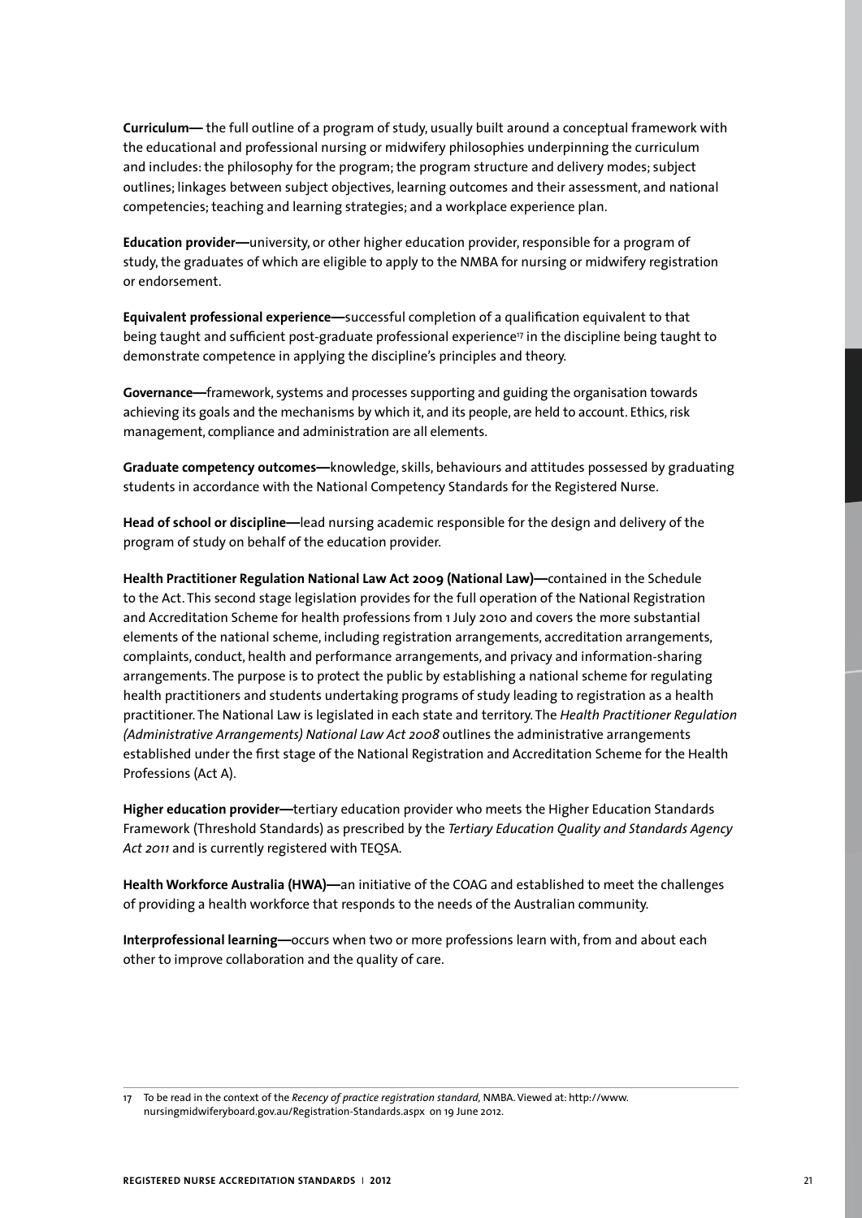**Curriculum—** the full outline of a program of study, usually built around a conceptual framework with the educational and professional nursing or midwifery philosophies underpinning the curriculum and includes: the philosophy for the program; the program structure and delivery modes; subject outlines; linkages between subject objectives, learning outcomes and their assessment, and national competencies; teaching and learning strategies; and a workplace experience plan.

**Education provider—**university, or other higher education provider, responsible for a program of study, the graduates of which are eligible to apply to the NMBA for nursing or midwifery registration or endorsement.

**Equivalent professional experience—**successful completion of a qualification equivalent to that being taught and sufficient post-graduate professional experience[17] in the discipline being taught to demonstrate competence in applying the discipline's principles and theory.

**Governance—**framework, systems and processes supporting and guiding the organisation towards achieving its goals and the mechanisms by which it, and its people, are held to account. Ethics, risk management, compliance and administration are all elements.

**Graduate competency outcomes—**knowledge, skills, behaviours and attitudes possessed by graduating students in accordance with the National Competency Standards for the Registered Nurse.

**Head of school or discipline—**lead nursing academic responsible for the design and delivery of the program of study on behalf of the education provider.

**Health Practitioner Regulation National Law Act 2009 (National Law)—**contained in the Schedule to the Act. This second stage legislation provides for the full operation of the National Registration and Accreditation Scheme for health professions from 1 July 2010 and covers the more substantial elements of the national scheme, including registration arrangements, accreditation arrangements, complaints, conduct, health and performance arrangements, and privacy and information-sharing arrangements. The purpose is to protect the public by establishing a national scheme for regulating health practitioners and students undertaking programs of study leading to registration as a health practitioner. The National Law is legislated in each state and territory. The *Health Practitioner Regulation (Administrative Arrangements) National Law Act 2008* outlines the administrative arrangements established under the first stage of the National Registration and Accreditation Scheme for the Health Professions (Act A).

**Higher education provider—**tertiary education provider who meets the Higher Education Standards Framework (Threshold Standards) as prescribed by the *Tertiary Education Quality and Standards Agency Act 2011* and is currently registered with TEQSA.

**Health Workforce Australia (HWA)—**an initiative of the COAG and established to meet the challenges of providing a health workforce that responds to the needs of the Australian community.

**Interprofessional learning—**occurs when two or more professions learn with, from and about each other to improve collaboration and the quality of care.

---

17 To be read in the context of the *Recency of practice registration standard*, NMBA. Viewed at: http://www.nursingmidwiferyboard.gov.au/Registration-Standards.aspx on 19 June 2012.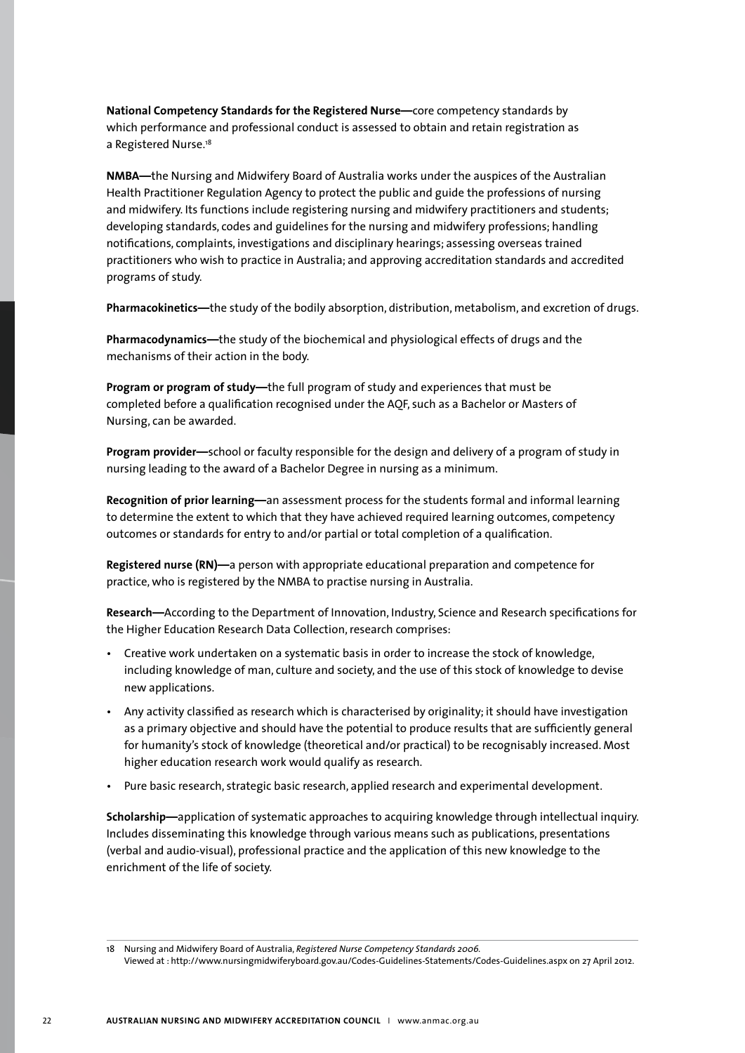**National Competency Standards for the Registered Nurse—**core competency standards by which performance and professional conduct is assessed to obtain and retain registration as a Registered Nurse.[18]

**NMBA—**the Nursing and Midwifery Board of Australia works under the auspices of the Australian Health Practitioner Regulation Agency to protect the public and guide the professions of nursing and midwifery. Its functions include registering nursing and midwifery practitioners and students; developing standards, codes and guidelines for the nursing and midwifery professions; handling notifications, complaints, investigations and disciplinary hearings; assessing overseas trained practitioners who wish to practice in Australia; and approving accreditation standards and accredited programs of study.

**Pharmacokinetics—**the study of the bodily absorption, distribution, metabolism, and excretion of drugs.

**Pharmacodynamics—**the study of the biochemical and physiological effects of drugs and the mechanisms of their action in the body.

**Program or program of study—**the full program of study and experiences that must be completed before a qualification recognised under the AQF, such as a Bachelor or Masters of Nursing, can be awarded.

**Program provider—**school or faculty responsible for the design and delivery of a program of study in nursing leading to the award of a Bachelor Degree in nursing as a minimum.

**Recognition of prior learning—**an assessment process for the students formal and informal learning to determine the extent to which that they have achieved required learning outcomes, competency outcomes or standards for entry to and/or partial or total completion of a qualification.

**Registered nurse (RN)—**a person with appropriate educational preparation and competence for practice, who is registered by the NMBA to practise nursing in Australia.

**Research—**According to the Department of Innovation, Industry, Science and Research specifications for the Higher Education Research Data Collection, research comprises:

- Creative work undertaken on a systematic basis in order to increase the stock of knowledge, including knowledge of man, culture and society, and the use of this stock of knowledge to devise new applications.
- Any activity classified as research which is characterised by originality; it should have investigation as a primary objective and should have the potential to produce results that are sufficiently general for humanity's stock of knowledge (theoretical and/or practical) to be recognisably increased. Most higher education research work would qualify as research.
- Pure basic research, strategic basic research, applied research and experimental development.

**Scholarship—**application of systematic approaches to acquiring knowledge through intellectual inquiry. Includes disseminating this knowledge through various means such as publications, presentations (verbal and audio-visual), professional practice and the application of this new knowledge to the enrichment of the life of society.

---

18 Nursing and Midwifery Board of Australia, *Registered Nurse Competency Standards 2006*. Viewed at : http://www.nursingmidwiferyboard.gov.au/Codes-Guidelines-Statements/Codes-Guidelines.aspx on 27 April 2012.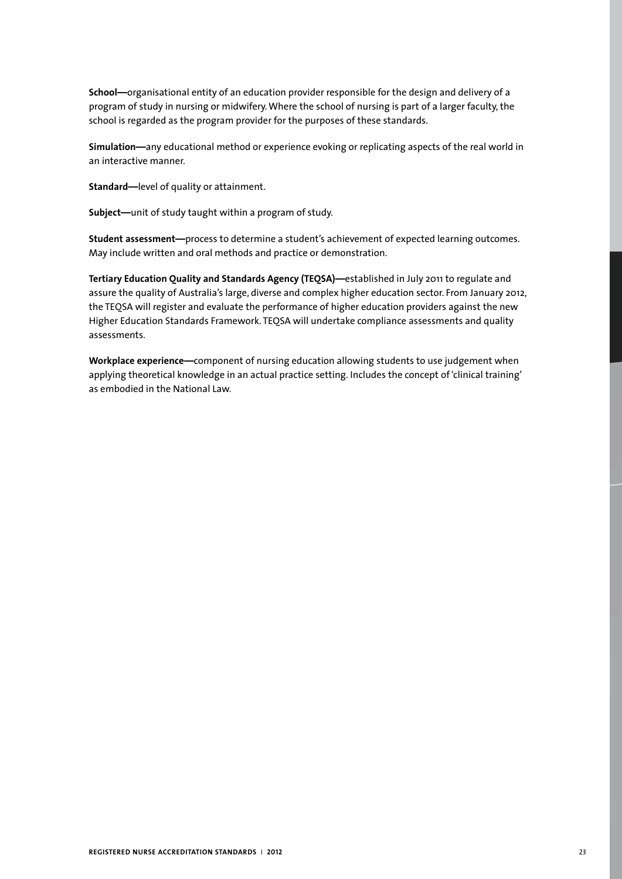**School—**organisational entity of an education provider responsible for the design and delivery of a program of study in nursing or midwifery. Where the school of nursing is part of a larger faculty, the school is regarded as the program provider for the purposes of these standards.

**Simulation—**any educational method or experience evoking or replicating aspects of the real world in an interactive manner.

**Standard—**level of quality or attainment.

**Subject—**unit of study taught within a program of study.

**Student assessment—**process to determine a student's achievement of expected learning outcomes. May include written and oral methods and practice or demonstration.

**Tertiary Education Quality and Standards Agency (TEQSA)—**established in July 2011 to regulate and assure the quality of Australia's large, diverse and complex higher education sector. From January 2012, the TEQSA will register and evaluate the performance of higher education providers against the new Higher Education Standards Framework. TEQSA will undertake compliance assessments and quality assessments.

**Workplace experience—**component of nursing education allowing students to use judgement when applying theoretical knowledge in an actual practice setting. Includes the concept of 'clinical training' as embodied in the National Law.